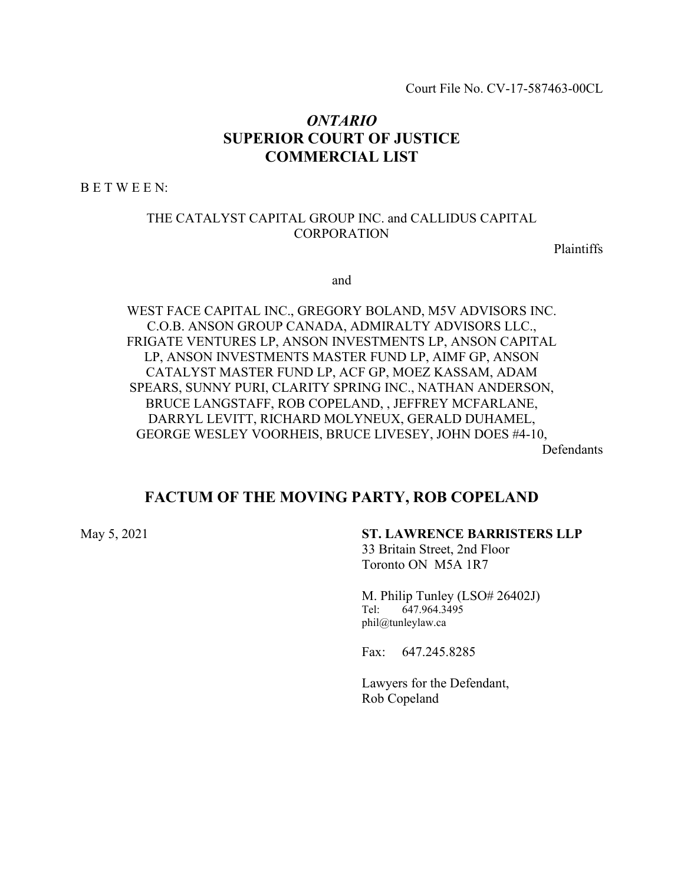Court File No. CV-17-587463-00CL

# *ONTARIO*
# SUPERIOR COURT OF JUSTICE
# COMMERCIAL LIST

B E T W E E N:

THE CATALYST CAPITAL GROUP INC. and CALLIDUS CAPITAL CORPORATION

Plaintiffs

and

WEST FACE CAPITAL INC., GREGORY BOLAND, M5V ADVISORS INC. C.O.B. ANSON GROUP CANADA, ADMIRALTY ADVISORS LLC., FRIGATE VENTURES LP, ANSON INVESTMENTS LP, ANSON CAPITAL LP, ANSON INVESTMENTS MASTER FUND LP, AIMF GP, ANSON CATALYST MASTER FUND LP, ACF GP, MOEZ KASSAM, ADAM SPEARS, SUNNY PURI, CLARITY SPRING INC., NATHAN ANDERSON, BRUCE LANGSTAFF, ROB COPELAND, , JEFFREY MCFARLANE, DARRYL LEVITT, RICHARD MOLYNEUX, GERALD DUHAMEL, GEORGE WESLEY VOORHEIS, BRUCE LIVESEY, JOHN DOES #4-10,

Defendants

## FACTUM OF THE MOVING PARTY, ROB COPELAND

May 5, 2021

**ST. LAWRENCE BARRISTERS LLP**
33 Britain Street, 2nd Floor
Toronto ON M5A 1R7

M. Philip Tunley (LSO# 26402J)
Tel: 647.964.3495
phil@tunleylaw.ca

Fax: 647.245.8285

Lawyers for the Defendant,
Rob Copeland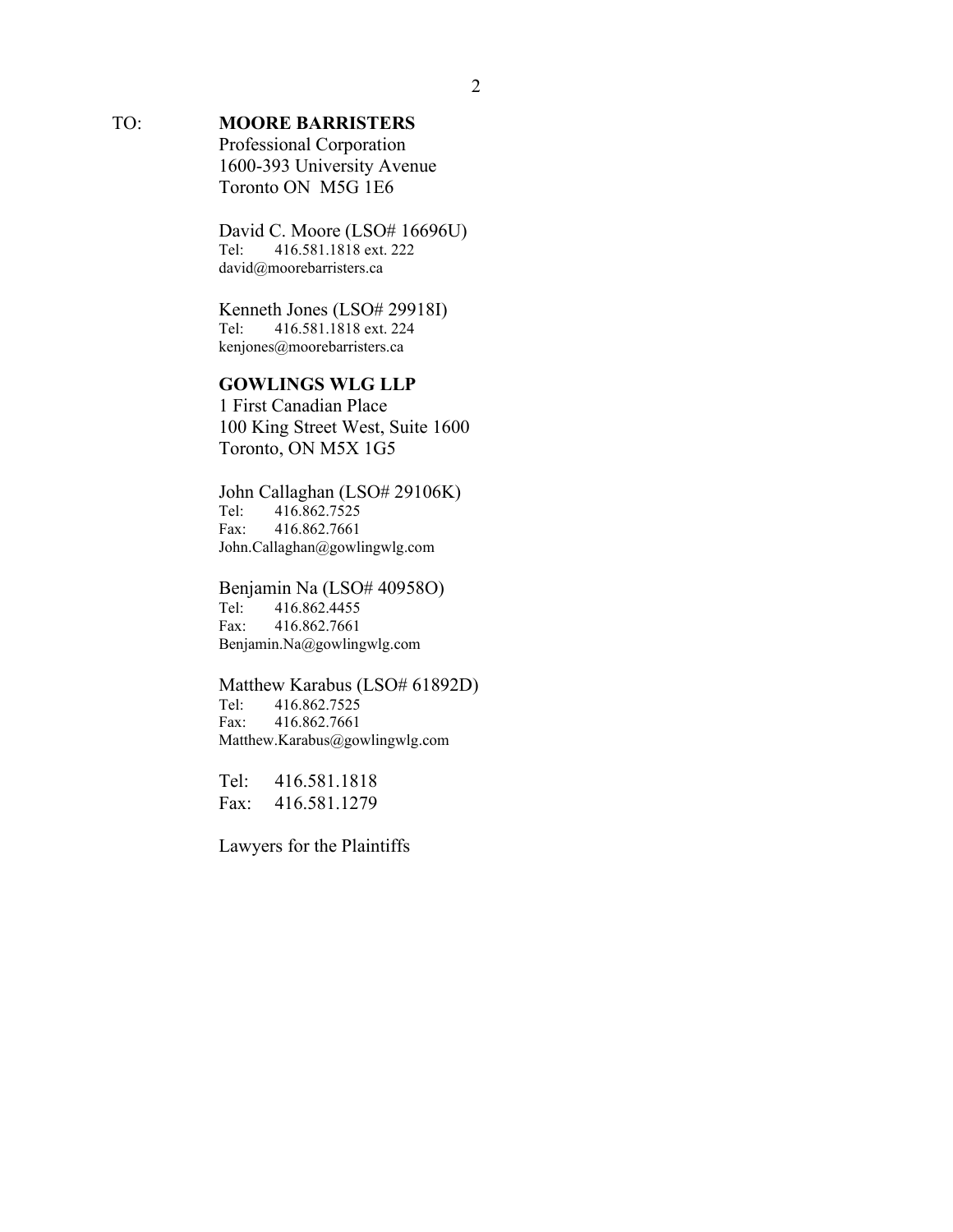TO: **MOORE BARRISTERS**
Professional Corporation
1600-393 University Avenue
Toronto ON M5G 1E6

David C. Moore (LSO# 16696U)
Tel: 416.581.1818 ext. 222
david@moorebarristers.ca

Kenneth Jones (LSO# 29918I)
Tel: 416.581.1818 ext. 224
kenjones@moorebarristers.ca

**GOWLINGS WLG LLP**
1 First Canadian Place
100 King Street West, Suite 1600
Toronto, ON M5X 1G5

John Callaghan (LSO# 29106K)
Tel: 416.862.7525
Fax: 416.862.7661
John.Callaghan@gowlingwlg.com

Benjamin Na (LSO# 40958O)
Tel: 416.862.4455
Fax: 416.862.7661
Benjamin.Na@gowlingwlg.com

Matthew Karabus (LSO# 61892D)
Tel: 416.862.7525
Fax: 416.862.7661
Matthew.Karabus@gowlingwlg.com

Tel: 416.581.1818
Fax: 416.581.1279

Lawyers for the Plaintiffs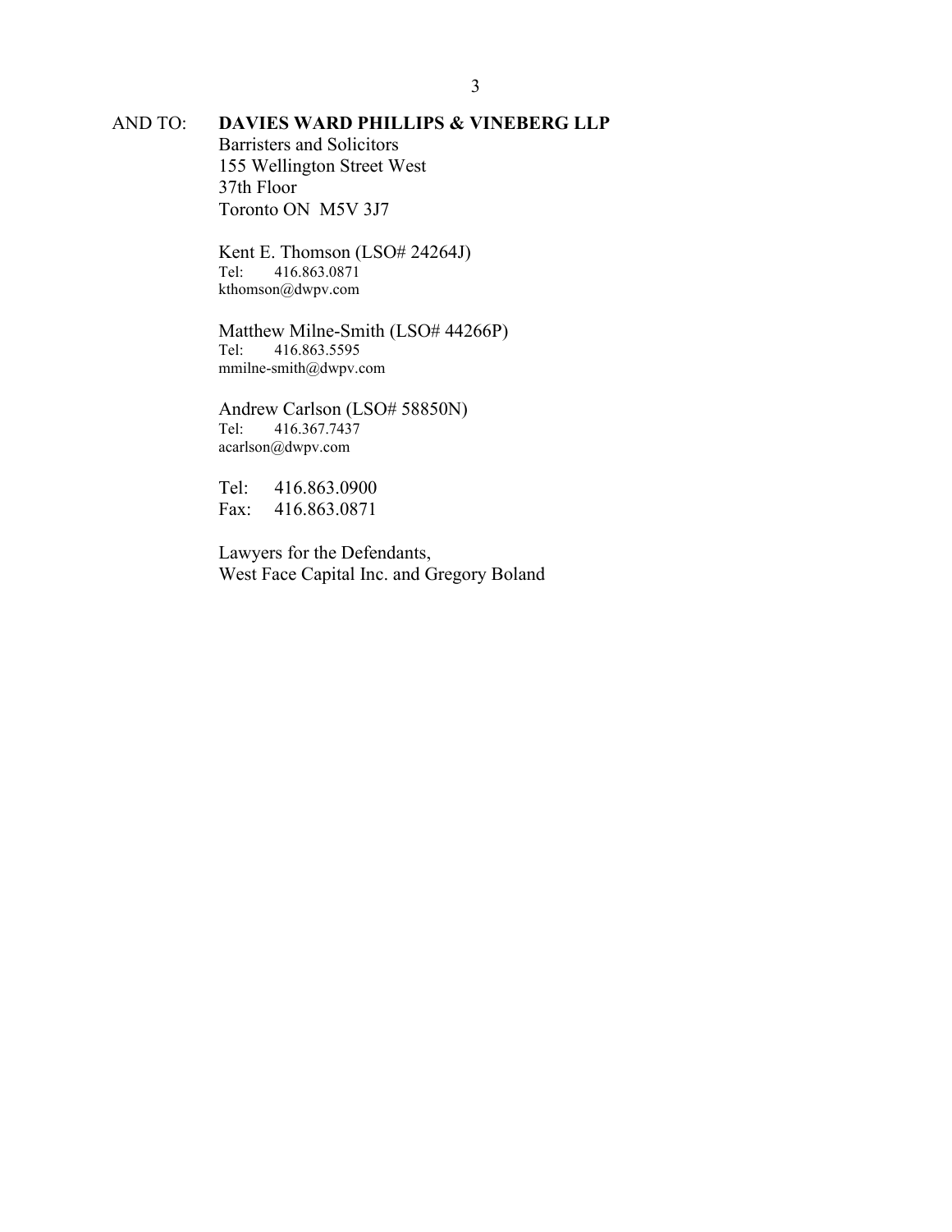AND TO: **DAVIES WARD PHILLIPS & VINEBERG LLP**
Barristers and Solicitors
155 Wellington Street West
37th Floor
Toronto ON M5V 3J7

Kent E. Thomson (LSO# 24264J)
Tel: 416.863.0871
kthomson@dwpv.com

Matthew Milne-Smith (LSO# 44266P)
Tel: 416.863.5595
mmilne-smith@dwpv.com

Andrew Carlson (LSO# 58850N)
Tel: 416.367.7437
acarlson@dwpv.com

Tel: 416.863.0900
Fax: 416.863.0871

Lawyers for the Defendants,
West Face Capital Inc. and Gregory Boland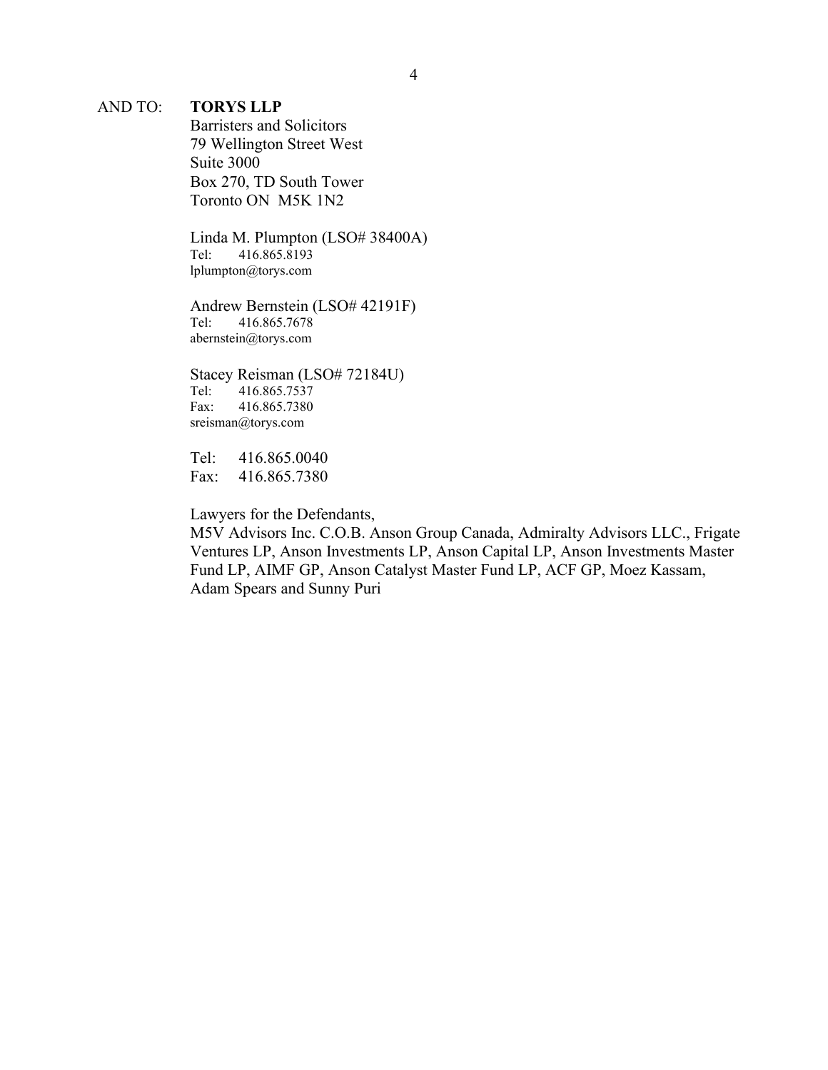AND TO: **TORYS LLP**
Barristers and Solicitors
79 Wellington Street West
Suite 3000
Box 270, TD South Tower
Toronto ON M5K 1N2

Linda M. Plumpton (LSO# 38400A)
Tel: 416.865.8193
lplumpton@torys.com

Andrew Bernstein (LSO# 42191F)
Tel: 416.865.7678
abernstein@torys.com

Stacey Reisman (LSO# 72184U)
Tel: 416.865.7537
Fax: 416.865.7380
sreisman@torys.com

Tel: 416.865.0040
Fax: 416.865.7380

Lawyers for the Defendants,
M5V Advisors Inc. C.O.B. Anson Group Canada, Admiralty Advisors LLC., Frigate Ventures LP, Anson Investments LP, Anson Capital LP, Anson Investments Master Fund LP, AIMF GP, Anson Catalyst Master Fund LP, ACF GP, Moez Kassam, Adam Spears and Sunny Puri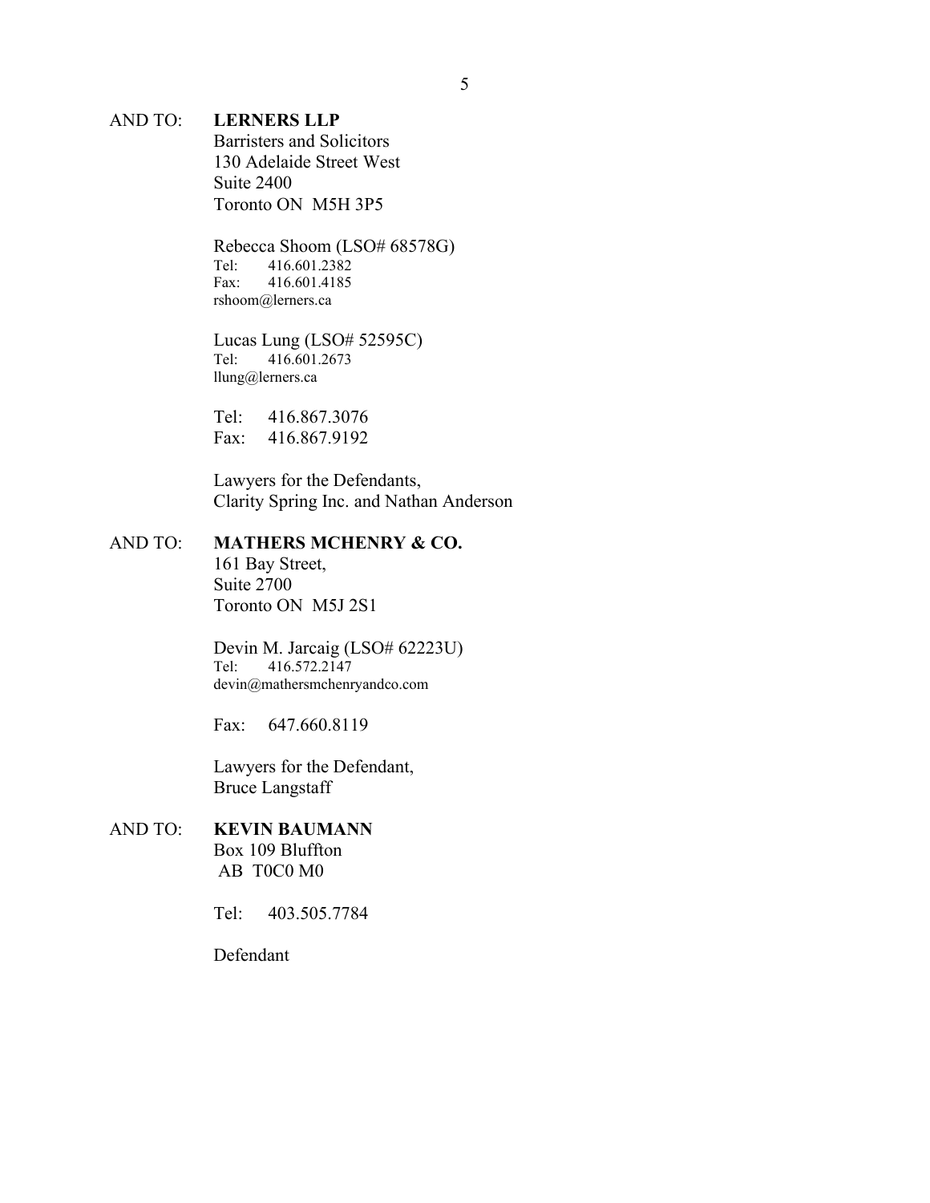AND TO: **LERNERS LLP**
Barristers and Solicitors
130 Adelaide Street West
Suite 2400
Toronto ON M5H 3P5

Rebecca Shoom (LSO# 68578G)
Tel: 416.601.2382
Fax: 416.601.4185
rshoom@lerners.ca

Lucas Lung (LSO# 52595C)
Tel: 416.601.2673
llung@lerners.ca

Tel: 416.867.3076
Fax: 416.867.9192

Lawyers for the Defendants,
Clarity Spring Inc. and Nathan Anderson

AND TO: **MATHERS MCHENRY & CO.**
161 Bay Street,
Suite 2700
Toronto ON M5J 2S1

Devin M. Jarcaig (LSO# 62223U)
Tel: 416.572.2147
devin@mathersmchenryandco.com

Fax: 647.660.8119

Lawyers for the Defendant,
Bruce Langstaff

AND TO: **KEVIN BAUMANN**
Box 109 Bluffton
AB T0C0 M0

Tel: 403.505.7784

Defendant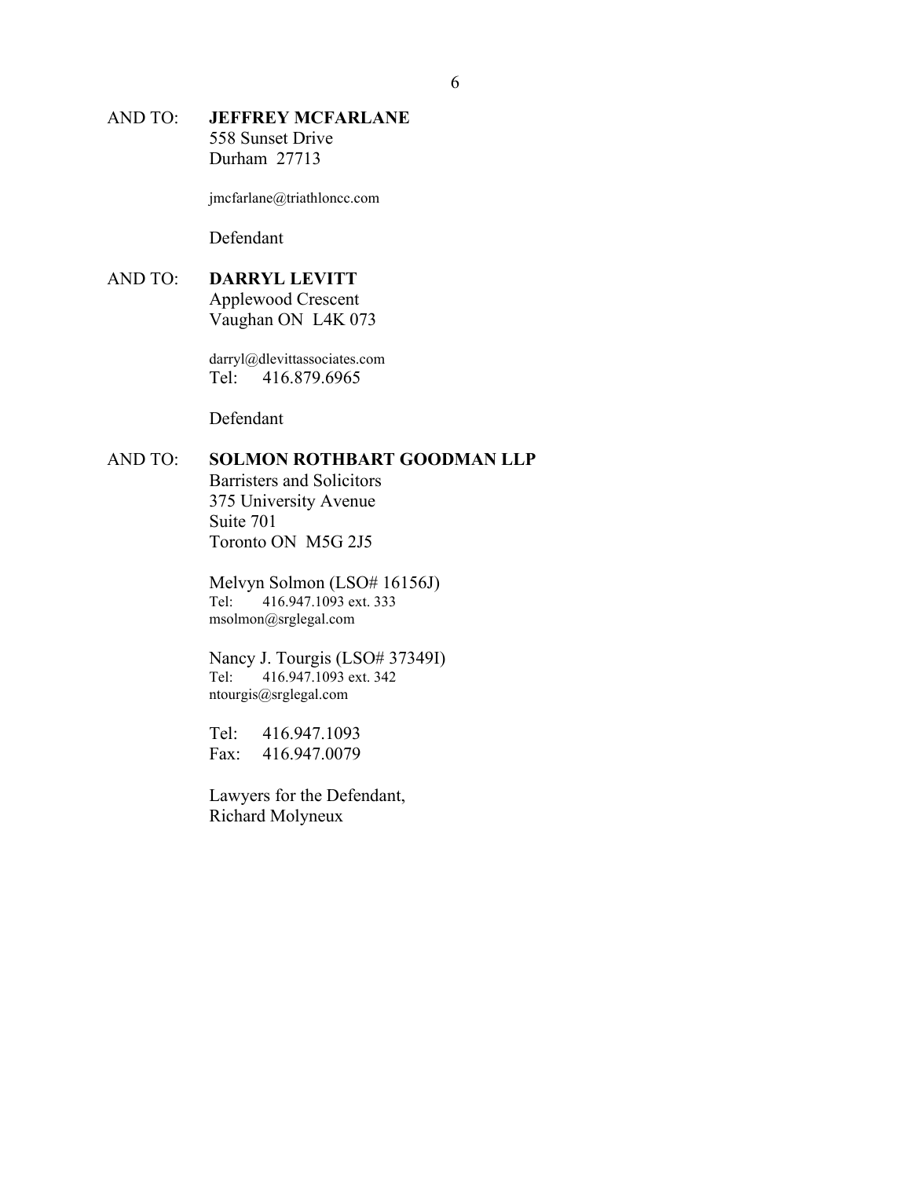AND TO: **JEFFREY MCFARLANE**
558 Sunset Drive
Durham 27713

jmcfarlane@triathloncc.com

Defendant

AND TO: **DARRYL LEVITT**
Applewood Crescent
Vaughan ON L4K 073

darryl@dlevittassociates.com
Tel: 416.879.6965

Defendant

AND TO: **SOLMON ROTHBART GOODMAN LLP**
Barristers and Solicitors
375 University Avenue
Suite 701
Toronto ON M5G 2J5

Melvyn Solmon (LSO# 16156J)
Tel: 416.947.1093 ext. 333
msolmon@srglegal.com

Nancy J. Tourgis (LSO# 37349I)
Tel: 416.947.1093 ext. 342
ntourgis@srglegal.com

Tel: 416.947.1093
Fax: 416.947.0079

Lawyers for the Defendant,
Richard Molyneux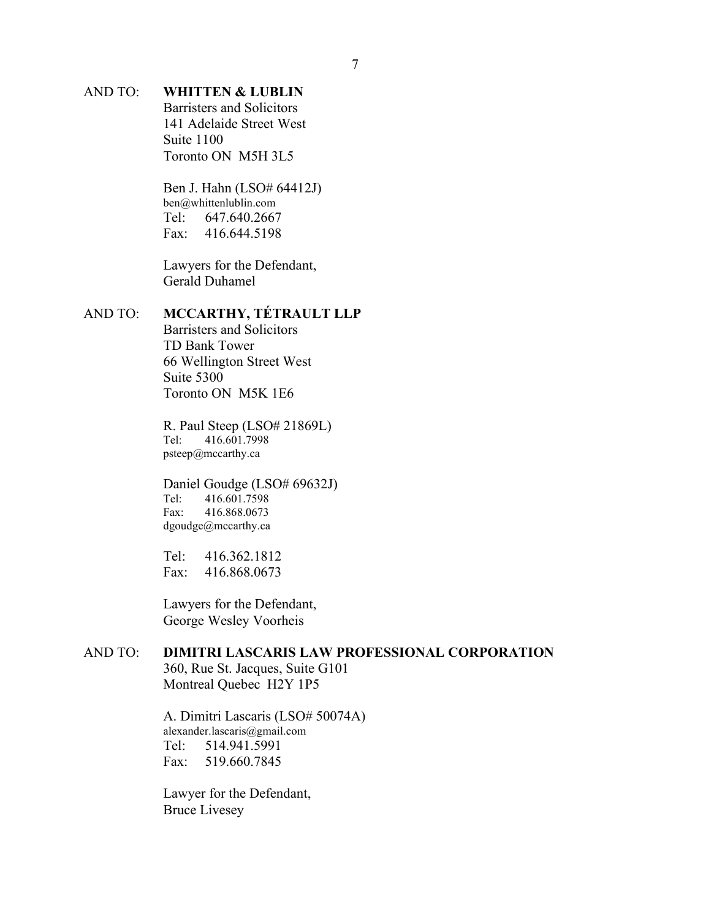AND TO: **WHITTEN & LUBLIN**
Barristers and Solicitors
141 Adelaide Street West
Suite 1100
Toronto ON M5H 3L5

Ben J. Hahn (LSO# 64412J)
ben@whittenlublin.com
Tel: 647.640.2667
Fax: 416.644.5198

Lawyers for the Defendant,
Gerald Duhamel

AND TO: **MCCARTHY, TÉTRAULT LLP**
Barristers and Solicitors
TD Bank Tower
66 Wellington Street West
Suite 5300
Toronto ON M5K 1E6

R. Paul Steep (LSO# 21869L)
Tel: 416.601.7998
psteep@mccarthy.ca

Daniel Goudge (LSO# 69632J)
Tel: 416.601.7598
Fax: 416.868.0673
dgoudge@mccarthy.ca

Tel: 416.362.1812
Fax: 416.868.0673

Lawyers for the Defendant,
George Wesley Voorheis

AND TO: **DIMITRI LASCARIS LAW PROFESSIONAL CORPORATION**
360, Rue St. Jacques, Suite G101
Montreal Quebec H2Y 1P5

A. Dimitri Lascaris (LSO# 50074A)
alexander.lascaris@gmail.com
Tel: 514.941.5991
Fax: 519.660.7845

Lawyer for the Defendant,
Bruce Livesey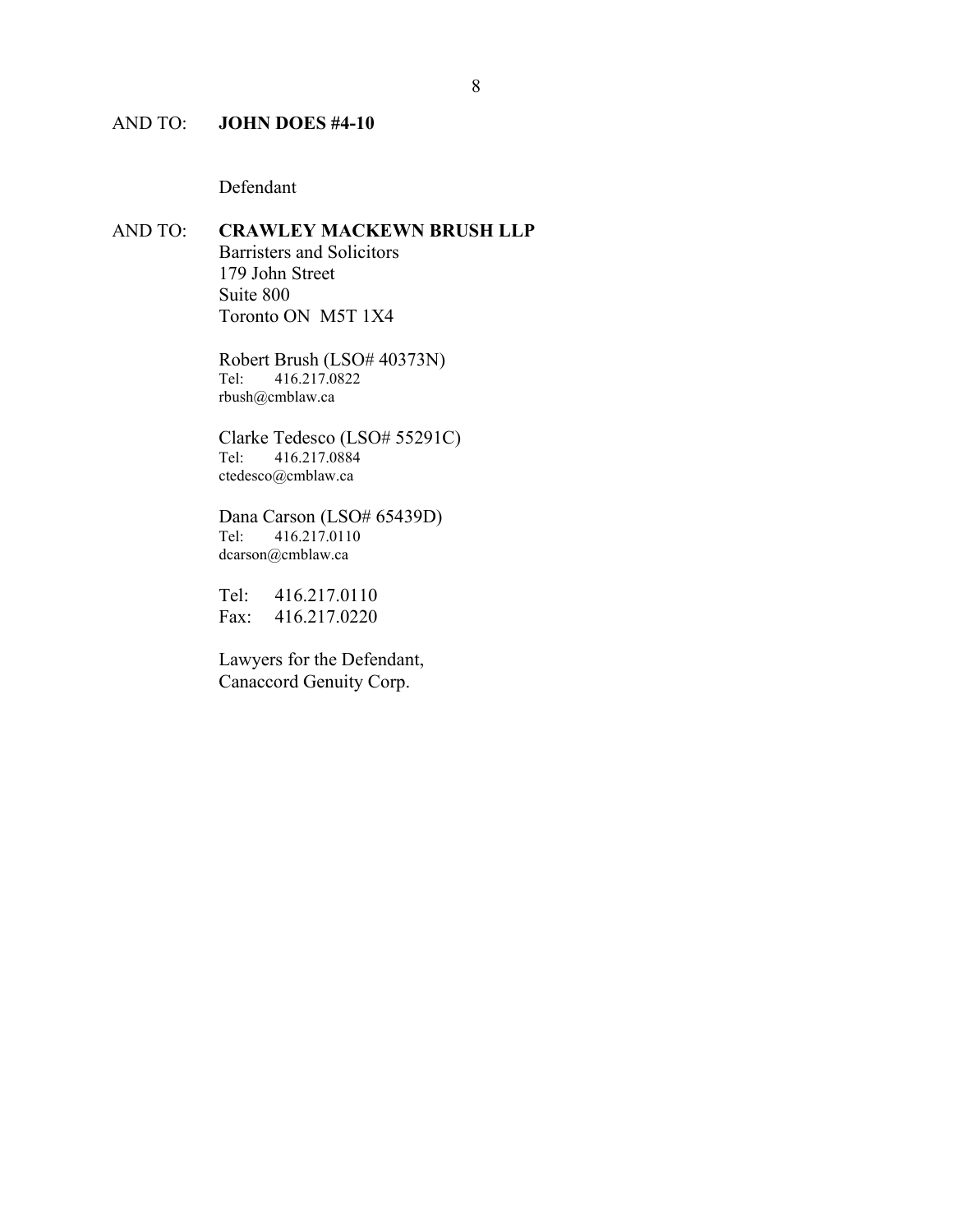AND TO: **JOHN DOES #4-10**

Defendant

AND TO: **CRAWLEY MACKEWN BRUSH LLP**
Barristers and Solicitors
179 John Street
Suite 800
Toronto ON M5T 1X4

Robert Brush (LSO# 40373N)
Tel: 416.217.0822
rbush@cmblaw.ca

Clarke Tedesco (LSO# 55291C)
Tel: 416.217.0884
ctedesco@cmblaw.ca

Dana Carson (LSO# 65439D)
Tel: 416.217.0110
dcarson@cmblaw.ca

Tel: 416.217.0110
Fax: 416.217.0220

Lawyers for the Defendant,
Canaccord Genuity Corp.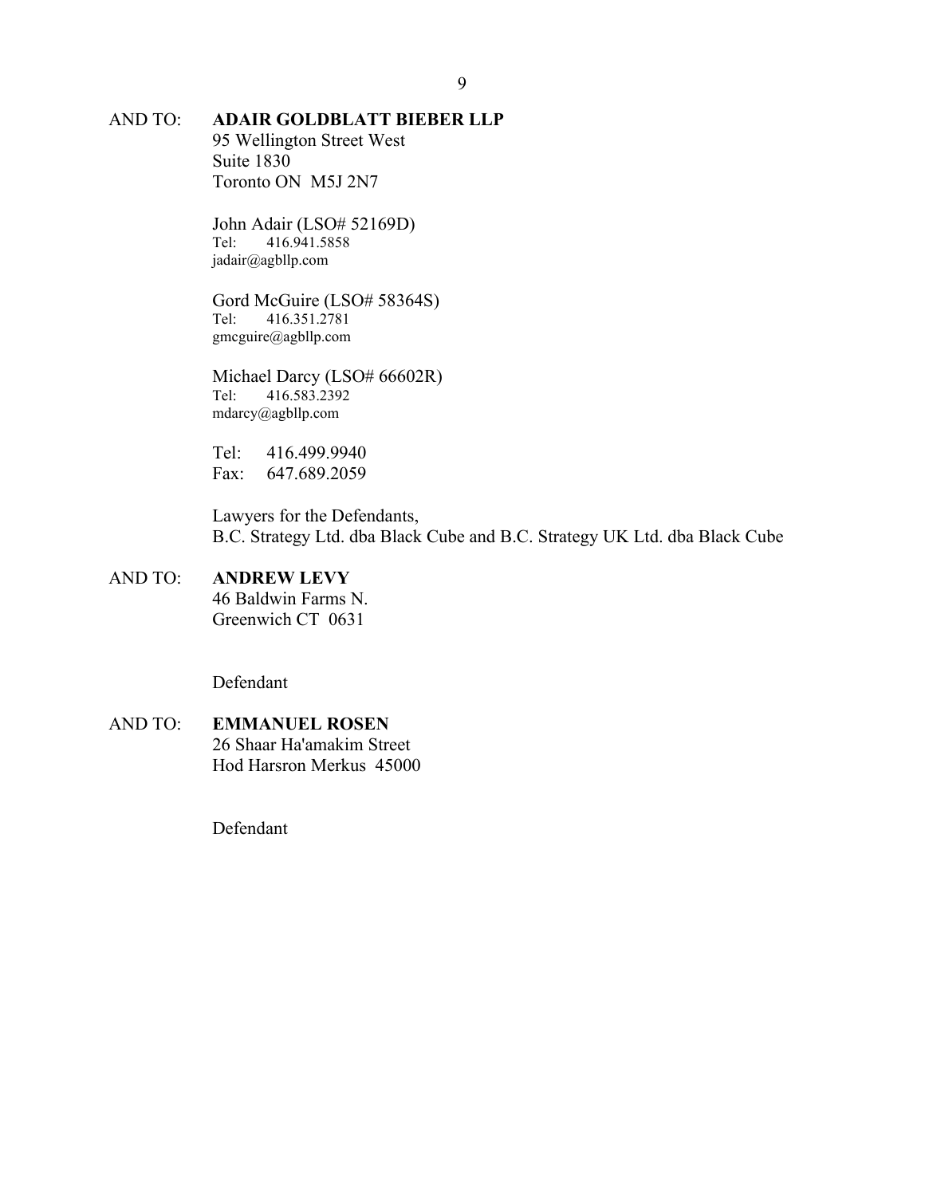AND TO: **ADAIR GOLDBLATT BIEBER LLP**
95 Wellington Street West
Suite 1830
Toronto ON M5J 2N7

John Adair (LSO# 52169D)
Tel: 416.941.5858
jadair@agbllp.com

Gord McGuire (LSO# 58364S)
Tel: 416.351.2781
gmcguire@agbllp.com

Michael Darcy (LSO# 66602R)
Tel: 416.583.2392
mdarcy@agbllp.com

Tel: 416.499.9940
Fax: 647.689.2059

Lawyers for the Defendants,
B.C. Strategy Ltd. dba Black Cube and B.C. Strategy UK Ltd. dba Black Cube

AND TO: **ANDREW LEVY**
46 Baldwin Farms N.
Greenwich CT 0631

Defendant

AND TO: **EMMANUEL ROSEN**
26 Shaar Ha'amakim Street
Hod Harsron Merkus 45000

Defendant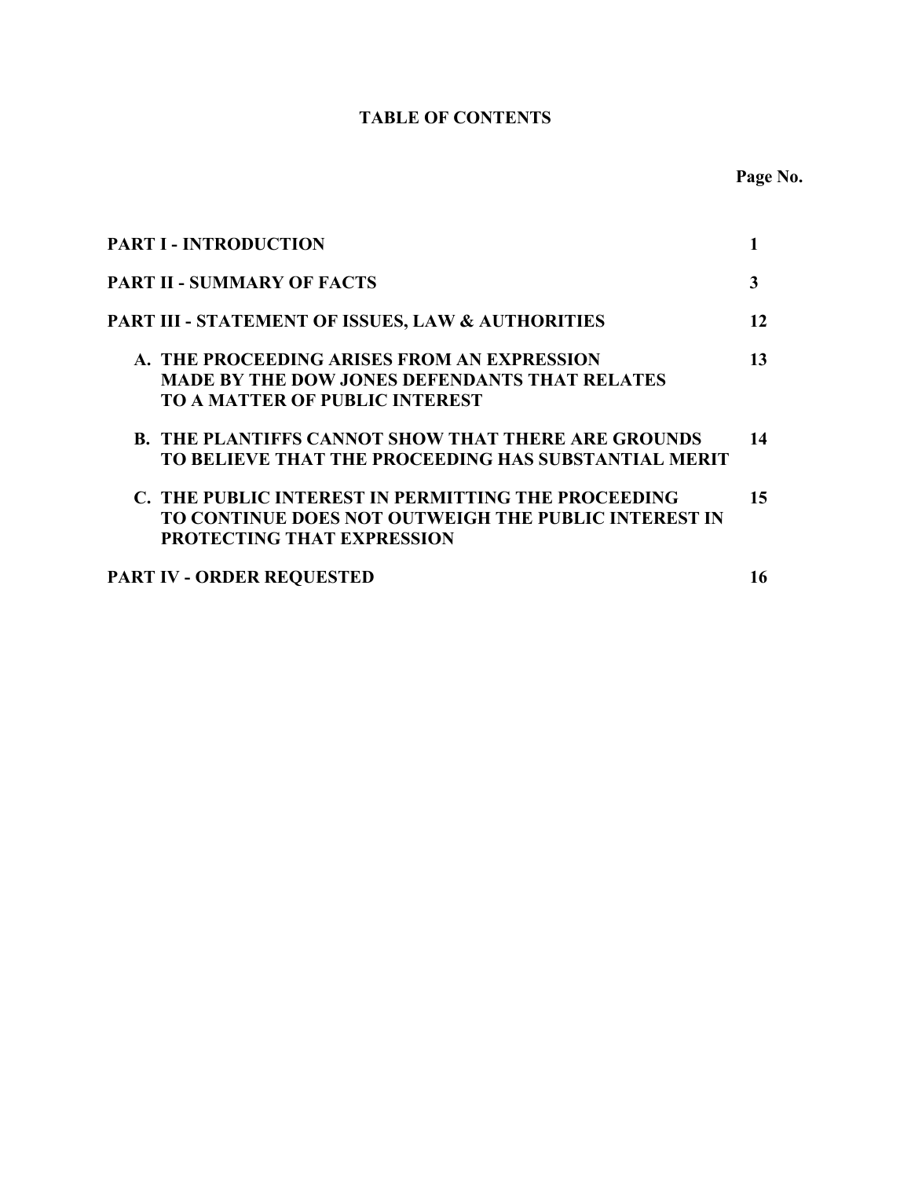# TABLE OF CONTENTS

| | Page No. |
|---|---|
| **PART I - INTRODUCTION** | **1** |
| **PART II - SUMMARY OF FACTS** | **3** |
| **PART III - STATEMENT OF ISSUES, LAW & AUTHORITIES** | **12** |
| **A. THE PROCEEDING ARISES FROM AN EXPRESSION MADE BY THE DOW JONES DEFENDANTS THAT RELATES TO A MATTER OF PUBLIC INTEREST** | **13** |
| **B. THE PLANTIFFS CANNOT SHOW THAT THERE ARE GROUNDS TO BELIEVE THAT THE PROCEEDING HAS SUBSTANTIAL MERIT** | **14** |
| **C. THE PUBLIC INTEREST IN PERMITTING THE PROCEEDING TO CONTINUE DOES NOT OUTWEIGH THE PUBLIC INTEREST IN PROTECTING THAT EXPRESSION** | **15** |
| **PART IV - ORDER REQUESTED** | **16** |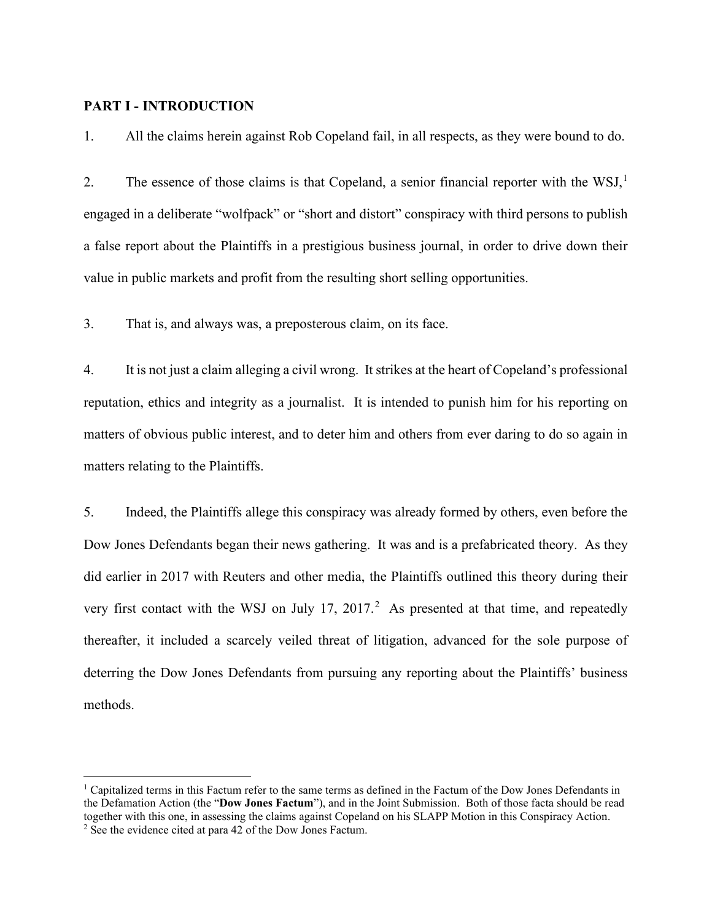**PART I - INTRODUCTION**

1. All the claims herein against Rob Copeland fail, in all respects, as they were bound to do.

2. The essence of those claims is that Copeland, a senior financial reporter with the WSJ,[1] engaged in a deliberate "wolfpack" or "short and distort" conspiracy with third persons to publish a false report about the Plaintiffs in a prestigious business journal, in order to drive down their value in public markets and profit from the resulting short selling opportunities.

3. That is, and always was, a preposterous claim, on its face.

4. It is not just a claim alleging a civil wrong. It strikes at the heart of Copeland's professional reputation, ethics and integrity as a journalist. It is intended to punish him for his reporting on matters of obvious public interest, and to deter him and others from ever daring to do so again in matters relating to the Plaintiffs.

5. Indeed, the Plaintiffs allege this conspiracy was already formed by others, even before the Dow Jones Defendants began their news gathering. It was and is a prefabricated theory. As they did earlier in 2017 with Reuters and other media, the Plaintiffs outlined this theory during their very first contact with the WSJ on July 17, 2017.[2] As presented at that time, and repeatedly thereafter, it included a scarcely veiled threat of litigation, advanced for the sole purpose of deterring the Dow Jones Defendants from pursuing any reporting about the Plaintiffs' business methods.

---

[1] Capitalized terms in this Factum refer to the same terms as defined in the Factum of the Dow Jones Defendants in the Defamation Action (the "**Dow Jones Factum**"), and in the Joint Submission. Both of those facta should be read together with this one, in assessing the claims against Copeland on his SLAPP Motion in this Conspiracy Action.

[2] See the evidence cited at para 42 of the Dow Jones Factum.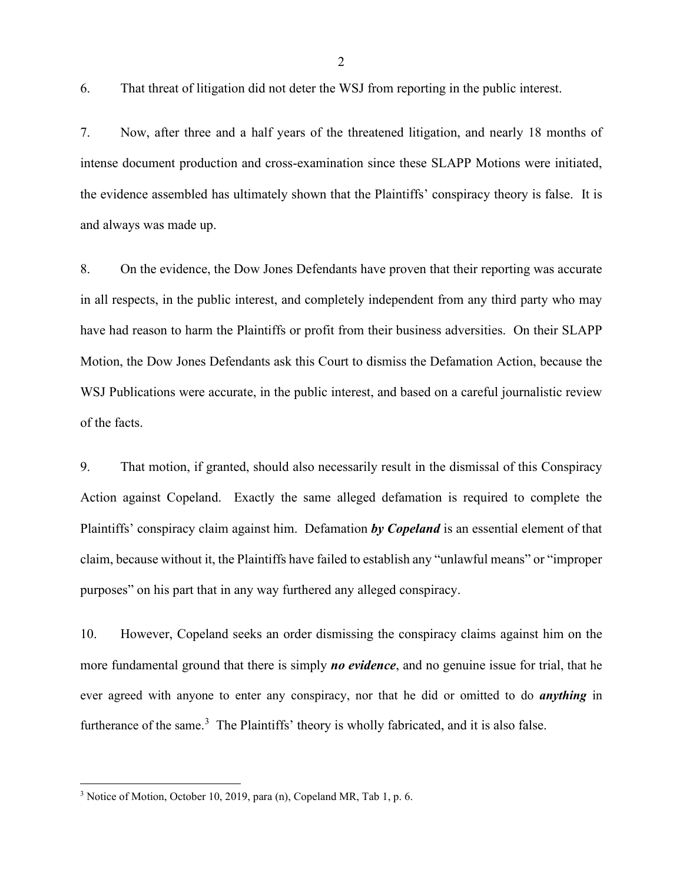6. That threat of litigation did not deter the WSJ from reporting in the public interest.

7. Now, after three and a half years of the threatened litigation, and nearly 18 months of intense document production and cross-examination since these SLAPP Motions were initiated, the evidence assembled has ultimately shown that the Plaintiffs' conspiracy theory is false. It is and always was made up.

8. On the evidence, the Dow Jones Defendants have proven that their reporting was accurate in all respects, in the public interest, and completely independent from any third party who may have had reason to harm the Plaintiffs or profit from their business adversities. On their SLAPP Motion, the Dow Jones Defendants ask this Court to dismiss the Defamation Action, because the WSJ Publications were accurate, in the public interest, and based on a careful journalistic review of the facts.

9. That motion, if granted, should also necessarily result in the dismissal of this Conspiracy Action against Copeland. Exactly the same alleged defamation is required to complete the Plaintiffs' conspiracy claim against him. Defamation ***by Copeland*** is an essential element of that claim, because without it, the Plaintiffs have failed to establish any "unlawful means" or "improper purposes" on his part that in any way furthered any alleged conspiracy.

10. However, Copeland seeks an order dismissing the conspiracy claims against him on the more fundamental ground that there is simply ***no evidence***, and no genuine issue for trial, that he ever agreed with anyone to enter any conspiracy, nor that he did or omitted to do ***anything*** in furtherance of the same.[3] The Plaintiffs' theory is wholly fabricated, and it is also false.

---

[3] Notice of Motion, October 10, 2019, para (n), Copeland MR, Tab 1, p. 6.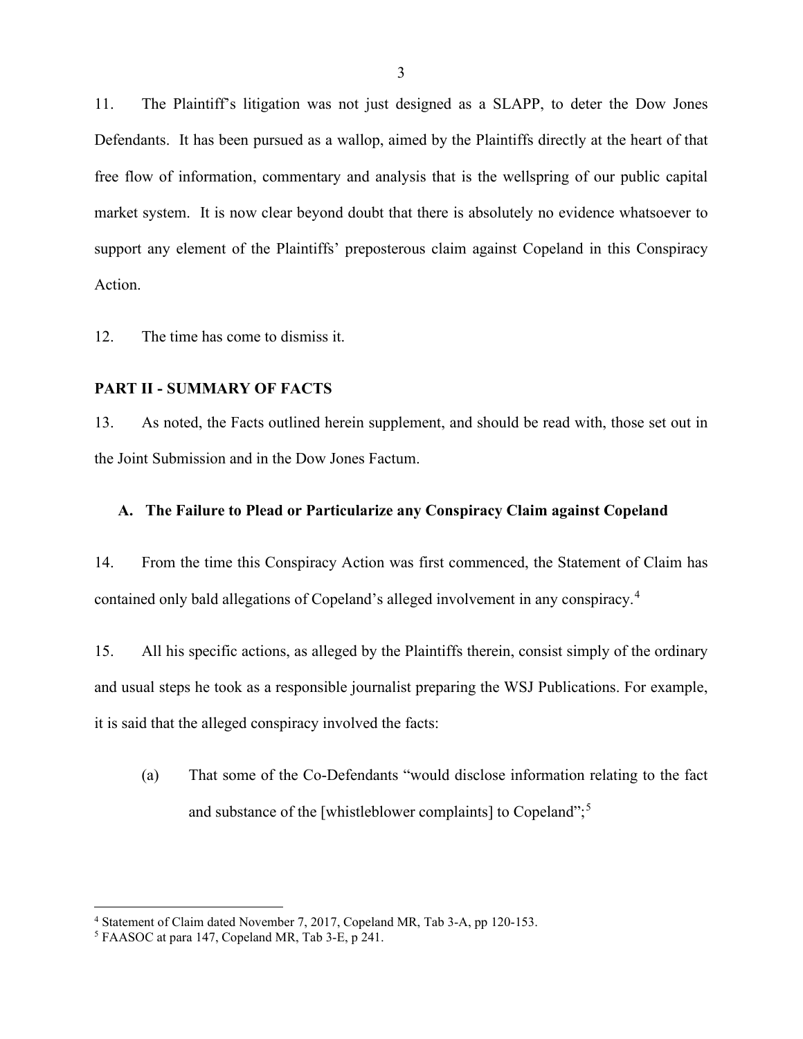11. The Plaintiff's litigation was not just designed as a SLAPP, to deter the Dow Jones Defendants. It has been pursued as a wallop, aimed by the Plaintiffs directly at the heart of that free flow of information, commentary and analysis that is the wellspring of our public capital market system. It is now clear beyond doubt that there is absolutely no evidence whatsoever to support any element of the Plaintiffs' preposterous claim against Copeland in this Conspiracy Action.

12. The time has come to dismiss it.

## PART II - SUMMARY OF FACTS

13. As noted, the Facts outlined herein supplement, and should be read with, those set out in the Joint Submission and in the Dow Jones Factum.

### A. The Failure to Plead or Particularize any Conspiracy Claim against Copeland

14. From the time this Conspiracy Action was first commenced, the Statement of Claim has contained only bald allegations of Copeland's alleged involvement in any conspiracy.[4]

15. All his specific actions, as alleged by the Plaintiffs therein, consist simply of the ordinary and usual steps he took as a responsible journalist preparing the WSJ Publications. For example, it is said that the alleged conspiracy involved the facts:

(a) That some of the Co-Defendants "would disclose information relating to the fact and substance of the [whistleblower complaints] to Copeland";[5]

---

[4] Statement of Claim dated November 7, 2017, Copeland MR, Tab 3-A, pp 120-153.

[5] FAASOC at para 147, Copeland MR, Tab 3-E, p 241.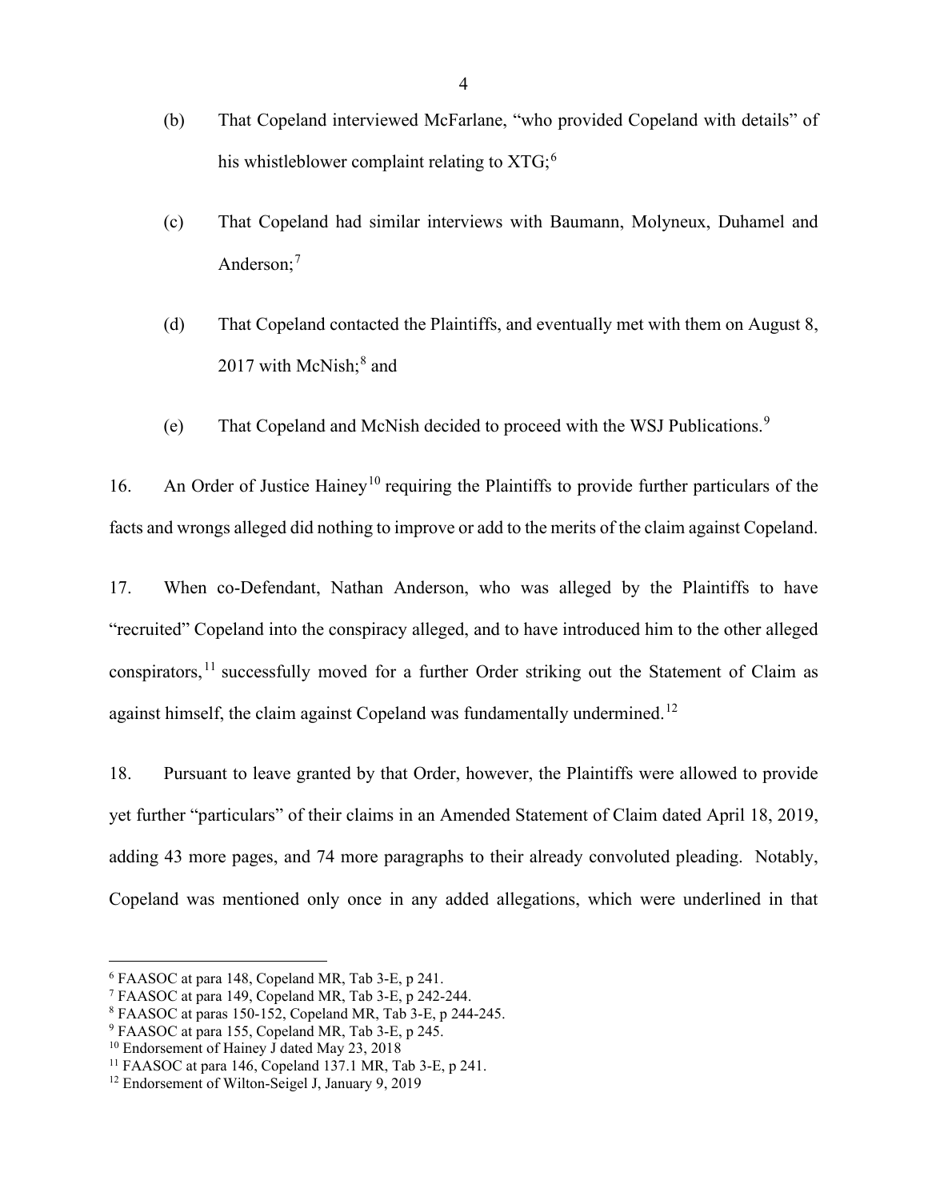(b) That Copeland interviewed McFarlane, "who provided Copeland with details" of his whistleblower complaint relating to XTG;[6]

(c) That Copeland had similar interviews with Baumann, Molyneux, Duhamel and Anderson;[7]

(d) That Copeland contacted the Plaintiffs, and eventually met with them on August 8, 2017 with McNish;[8] and

(e) That Copeland and McNish decided to proceed with the WSJ Publications.[9]

16. An Order of Justice Hainey[10] requiring the Plaintiffs to provide further particulars of the facts and wrongs alleged did nothing to improve or add to the merits of the claim against Copeland.

17. When co-Defendant, Nathan Anderson, who was alleged by the Plaintiffs to have "recruited" Copeland into the conspiracy alleged, and to have introduced him to the other alleged conspirators,[11] successfully moved for a further Order striking out the Statement of Claim as against himself, the claim against Copeland was fundamentally undermined.[12]

18. Pursuant to leave granted by that Order, however, the Plaintiffs were allowed to provide yet further "particulars" of their claims in an Amended Statement of Claim dated April 18, 2019, adding 43 more pages, and 74 more paragraphs to their already convoluted pleading. Notably, Copeland was mentioned only once in any added allegations, which were underlined in that

---

[6] FAASOC at para 148, Copeland MR, Tab 3-E, p 241.

[7] FAASOC at para 149, Copeland MR, Tab 3-E, p 242-244.

[8] FAASOC at paras 150-152, Copeland MR, Tab 3-E, p 244-245.

[9] FAASOC at para 155, Copeland MR, Tab 3-E, p 245.

[10] Endorsement of Hainey J dated May 23, 2018

[11] FAASOC at para 146, Copeland 137.1 MR, Tab 3-E, p 241.

[12] Endorsement of Wilton-Seigel J, January 9, 2019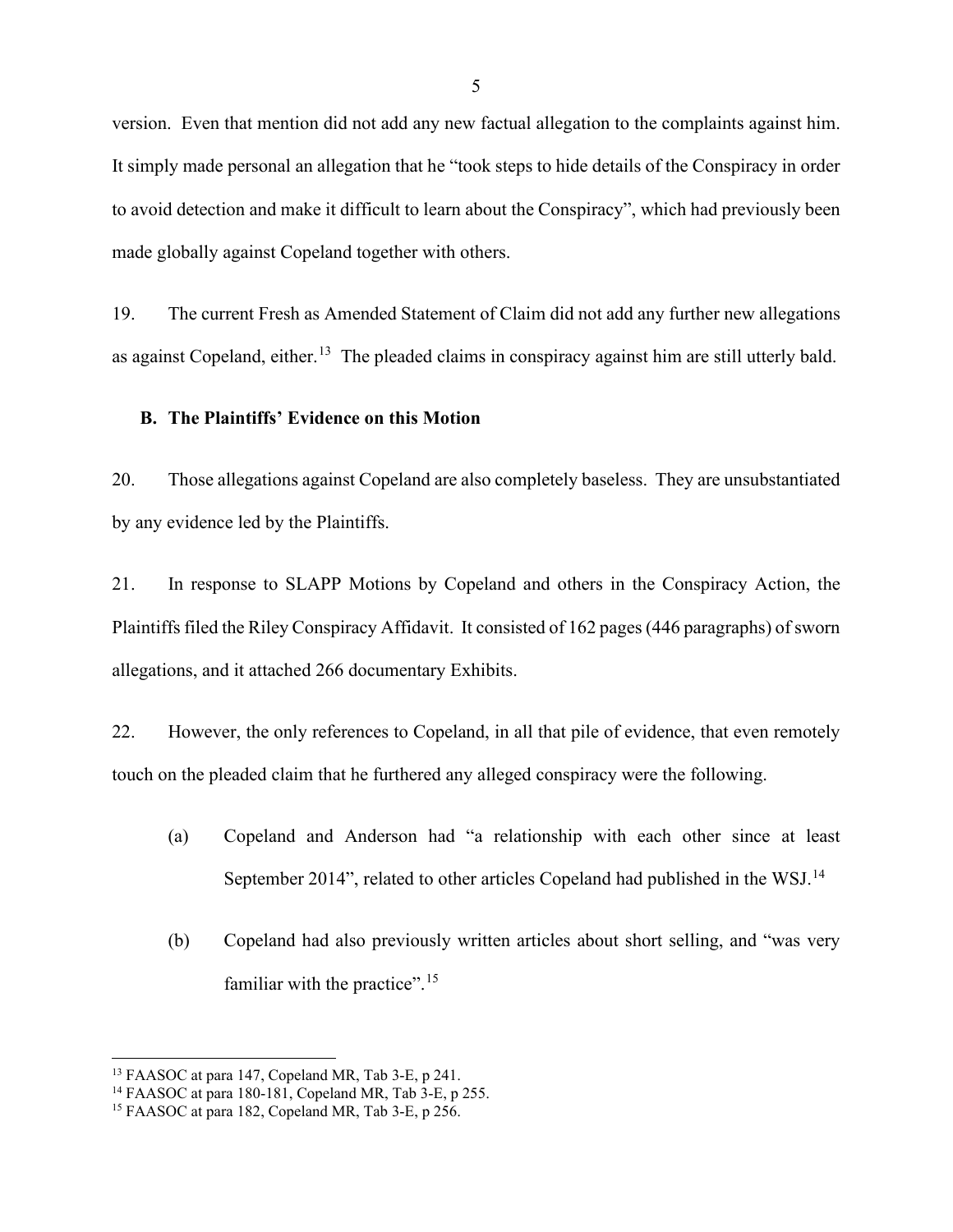version. Even that mention did not add any new factual allegation to the complaints against him. It simply made personal an allegation that he "took steps to hide details of the Conspiracy in order to avoid detection and make it difficult to learn about the Conspiracy", which had previously been made globally against Copeland together with others.

19. The current Fresh as Amended Statement of Claim did not add any further new allegations as against Copeland, either.[13] The pleaded claims in conspiracy against him are still utterly bald.

### B. The Plaintiffs' Evidence on this Motion

20. Those allegations against Copeland are also completely baseless. They are unsubstantiated by any evidence led by the Plaintiffs.

21. In response to SLAPP Motions by Copeland and others in the Conspiracy Action, the Plaintiffs filed the Riley Conspiracy Affidavit. It consisted of 162 pages (446 paragraphs) of sworn allegations, and it attached 266 documentary Exhibits.

22. However, the only references to Copeland, in all that pile of evidence, that even remotely touch on the pleaded claim that he furthered any alleged conspiracy were the following.

(a) Copeland and Anderson had "a relationship with each other since at least September 2014", related to other articles Copeland had published in the WSJ.[14]

(b) Copeland had also previously written articles about short selling, and "was very familiar with the practice".[15]

---

[13] FAASOC at para 147, Copeland MR, Tab 3-E, p 241.

[14] FAASOC at para 180-181, Copeland MR, Tab 3-E, p 255.

[15] FAASOC at para 182, Copeland MR, Tab 3-E, p 256.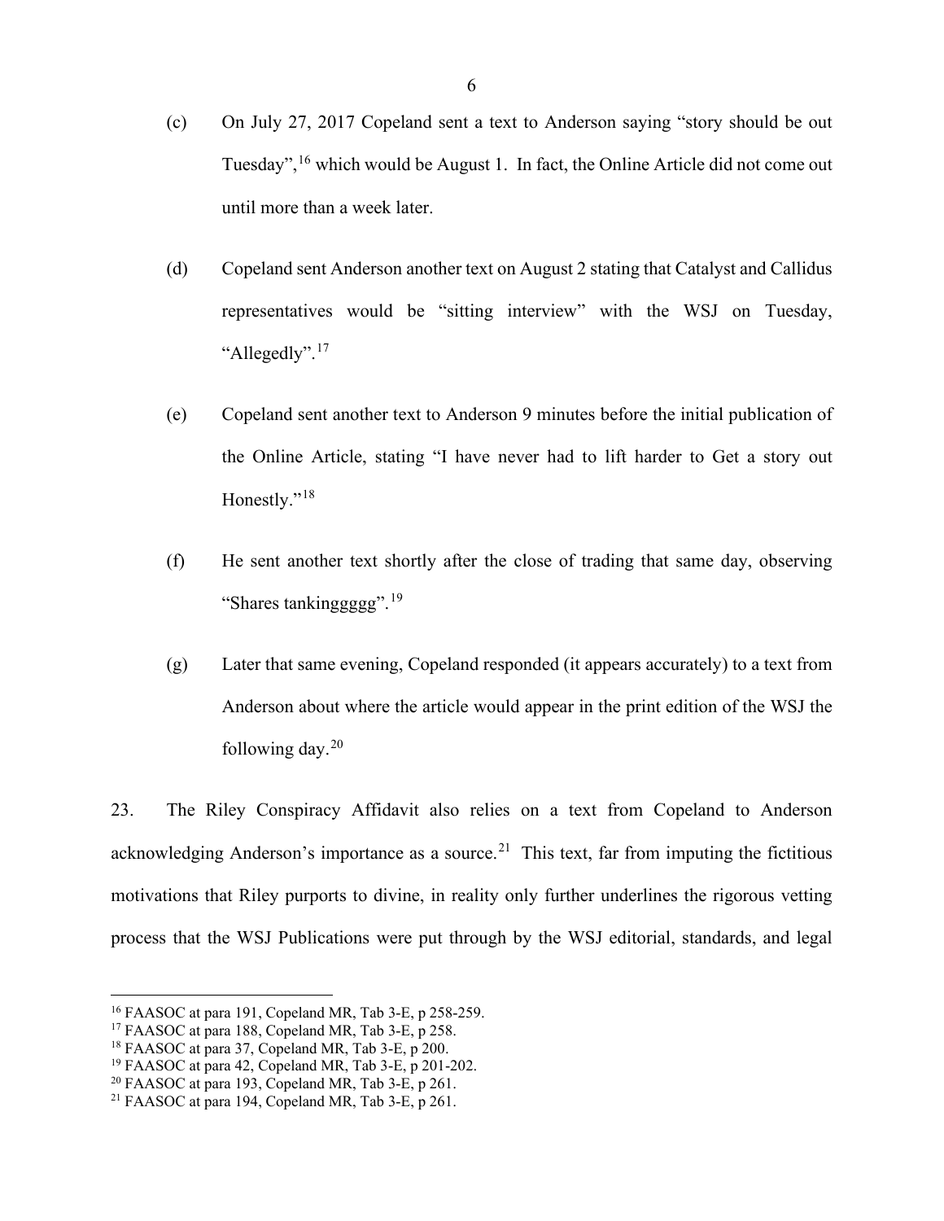(c) On July 27, 2017 Copeland sent a text to Anderson saying "story should be out Tuesday",[16] which would be August 1. In fact, the Online Article did not come out until more than a week later.

(d) Copeland sent Anderson another text on August 2 stating that Catalyst and Callidus representatives would be "sitting interview" with the WSJ on Tuesday, "Allegedly".[17]

(e) Copeland sent another text to Anderson 9 minutes before the initial publication of the Online Article, stating "I have never had to lift harder to Get a story out Honestly."[18]

(f) He sent another text shortly after the close of trading that same day, observing "Shares tankinggggg".[19]

(g) Later that same evening, Copeland responded (it appears accurately) to a text from Anderson about where the article would appear in the print edition of the WSJ the following day.[20]

23. The Riley Conspiracy Affidavit also relies on a text from Copeland to Anderson acknowledging Anderson's importance as a source.[21] This text, far from imputing the fictitious motivations that Riley purports to divine, in reality only further underlines the rigorous vetting process that the WSJ Publications were put through by the WSJ editorial, standards, and legal

---

[16] FAASOC at para 191, Copeland MR, Tab 3-E, p 258-259.
[17] FAASOC at para 188, Copeland MR, Tab 3-E, p 258.
[18] FAASOC at para 37, Copeland MR, Tab 3-E, p 200.
[19] FAASOC at para 42, Copeland MR, Tab 3-E, p 201-202.
[20] FAASOC at para 193, Copeland MR, Tab 3-E, p 261.
[21] FAASOC at para 194, Copeland MR, Tab 3-E, p 261.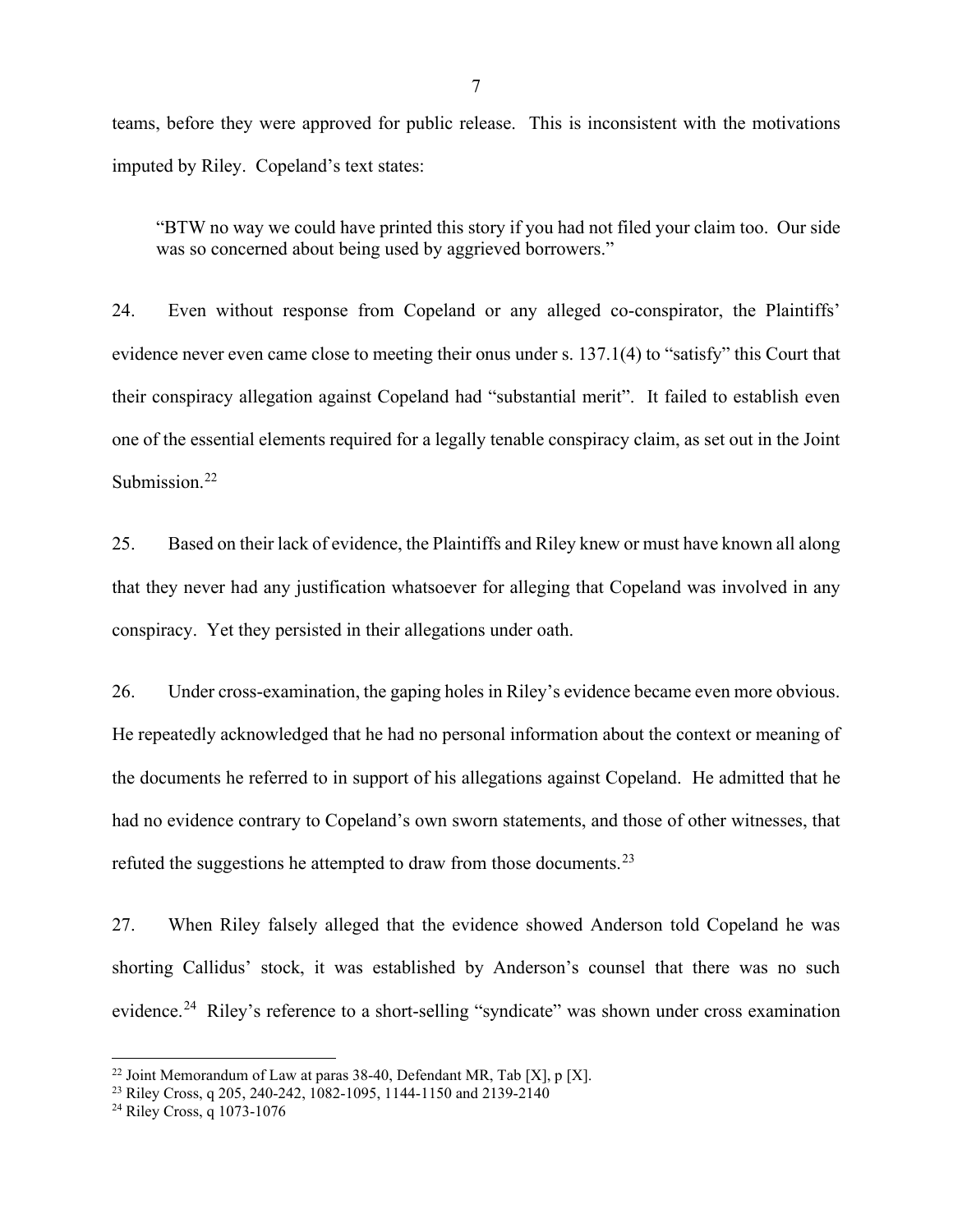teams, before they were approved for public release. This is inconsistent with the motivations imputed by Riley. Copeland's text states:

> "BTW no way we could have printed this story if you had not filed your claim too. Our side was so concerned about being used by aggrieved borrowers."

24. Even without response from Copeland or any alleged co-conspirator, the Plaintiffs' evidence never even came close to meeting their onus under s. 137.1(4) to "satisfy" this Court that their conspiracy allegation against Copeland had "substantial merit". It failed to establish even one of the essential elements required for a legally tenable conspiracy claim, as set out in the Joint Submission.[22]

25. Based on their lack of evidence, the Plaintiffs and Riley knew or must have known all along that they never had any justification whatsoever for alleging that Copeland was involved in any conspiracy. Yet they persisted in their allegations under oath.

26. Under cross-examination, the gaping holes in Riley's evidence became even more obvious. He repeatedly acknowledged that he had no personal information about the context or meaning of the documents he referred to in support of his allegations against Copeland. He admitted that he had no evidence contrary to Copeland's own sworn statements, and those of other witnesses, that refuted the suggestions he attempted to draw from those documents.[23]

27. When Riley falsely alleged that the evidence showed Anderson told Copeland he was shorting Callidus' stock, it was established by Anderson's counsel that there was no such evidence.[24] Riley's reference to a short-selling "syndicate" was shown under cross examination

---

[22] Joint Memorandum of Law at paras 38-40, Defendant MR, Tab [X], p [X].

[23] Riley Cross, q 205, 240-242, 1082-1095, 1144-1150 and 2139-2140

[24] Riley Cross, q 1073-1076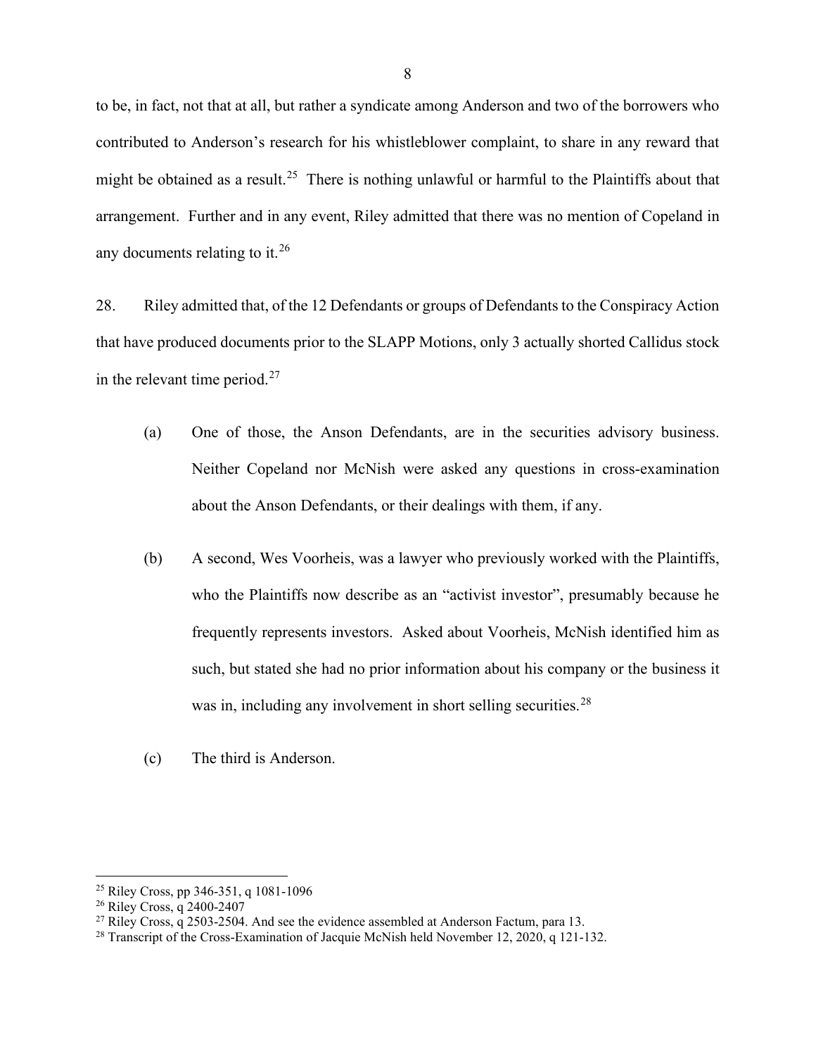to be, in fact, not that at all, but rather a syndicate among Anderson and two of the borrowers who contributed to Anderson's research for his whistleblower complaint, to share in any reward that might be obtained as a result.[25] There is nothing unlawful or harmful to the Plaintiffs about that arrangement. Further and in any event, Riley admitted that there was no mention of Copeland in any documents relating to it.[26]

28. Riley admitted that, of the 12 Defendants or groups of Defendants to the Conspiracy Action that have produced documents prior to the SLAPP Motions, only 3 actually shorted Callidus stock in the relevant time period.[27]

(a) One of those, the Anson Defendants, are in the securities advisory business. Neither Copeland nor McNish were asked any questions in cross-examination about the Anson Defendants, or their dealings with them, if any.

(b) A second, Wes Voorheis, was a lawyer who previously worked with the Plaintiffs, who the Plaintiffs now describe as an "activist investor", presumably because he frequently represents investors. Asked about Voorheis, McNish identified him as such, but stated she had no prior information about his company or the business it was in, including any involvement in short selling securities.[28]

(c) The third is Anderson.

---

[25] Riley Cross, pp 346-351, q 1081-1096

[26] Riley Cross, q 2400-2407

[27] Riley Cross, q 2503-2504. And see the evidence assembled at Anderson Factum, para 13.

[28] Transcript of the Cross-Examination of Jacquie McNish held November 12, 2020, q 121-132.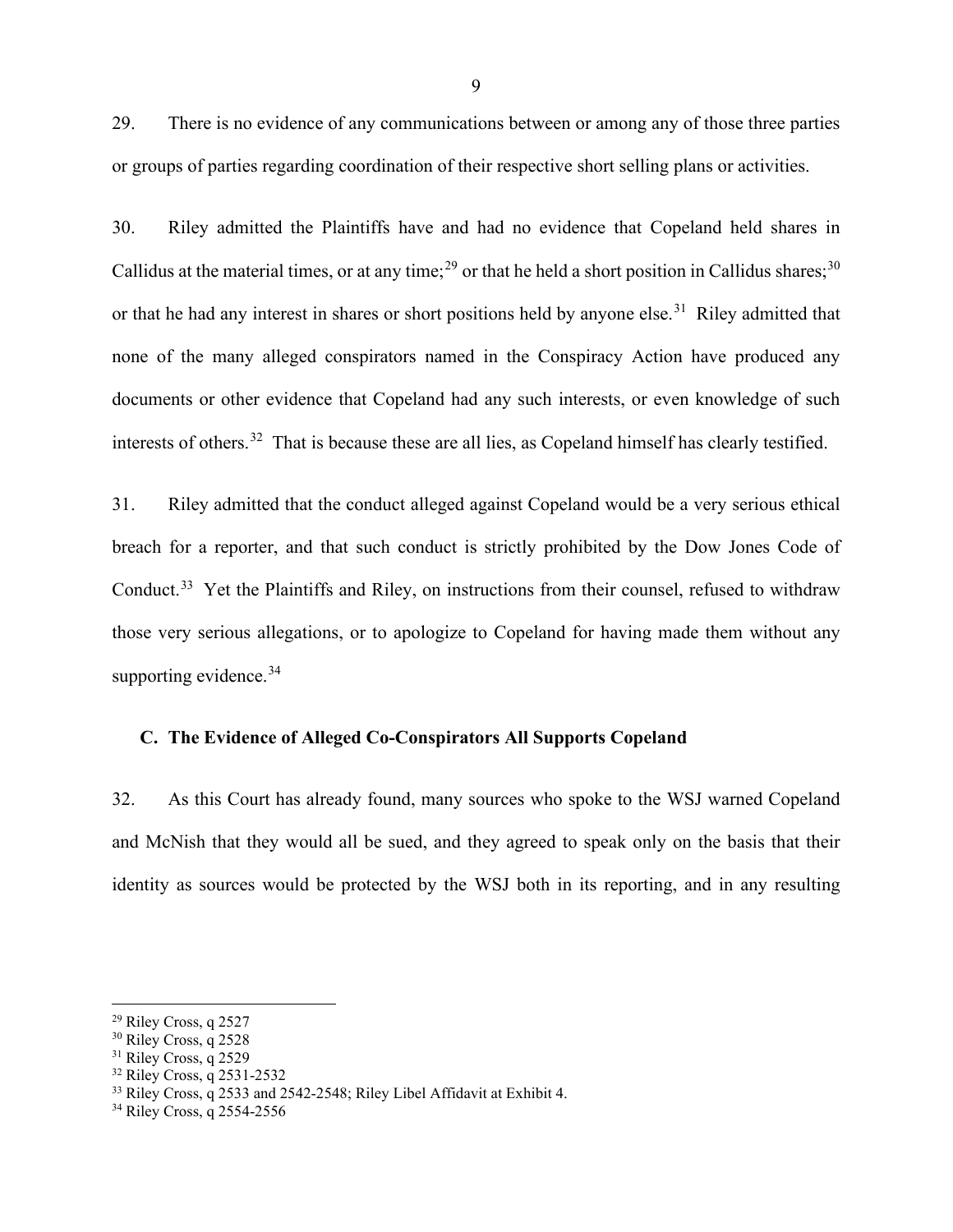29. There is no evidence of any communications between or among any of those three parties or groups of parties regarding coordination of their respective short selling plans or activities.

30. Riley admitted the Plaintiffs have and had no evidence that Copeland held shares in Callidus at the material times, or at any time;[29] or that he held a short position in Callidus shares;[30] or that he had any interest in shares or short positions held by anyone else.[31] Riley admitted that none of the many alleged conspirators named in the Conspiracy Action have produced any documents or other evidence that Copeland had any such interests, or even knowledge of such interests of others.[32] That is because these are all lies, as Copeland himself has clearly testified.

31. Riley admitted that the conduct alleged against Copeland would be a very serious ethical breach for a reporter, and that such conduct is strictly prohibited by the Dow Jones Code of Conduct.[33] Yet the Plaintiffs and Riley, on instructions from their counsel, refused to withdraw those very serious allegations, or to apologize to Copeland for having made them without any supporting evidence.[34]

### C. The Evidence of Alleged Co-Conspirators All Supports Copeland

32. As this Court has already found, many sources who spoke to the WSJ warned Copeland and McNish that they would all be sued, and they agreed to speak only on the basis that their identity as sources would be protected by the WSJ both in its reporting, and in any resulting

---

[29] Riley Cross, q 2527

[30] Riley Cross, q 2528

[31] Riley Cross, q 2529

[32] Riley Cross, q 2531-2532

[33] Riley Cross, q 2533 and 2542-2548; Riley Libel Affidavit at Exhibit 4.

[34] Riley Cross, q 2554-2556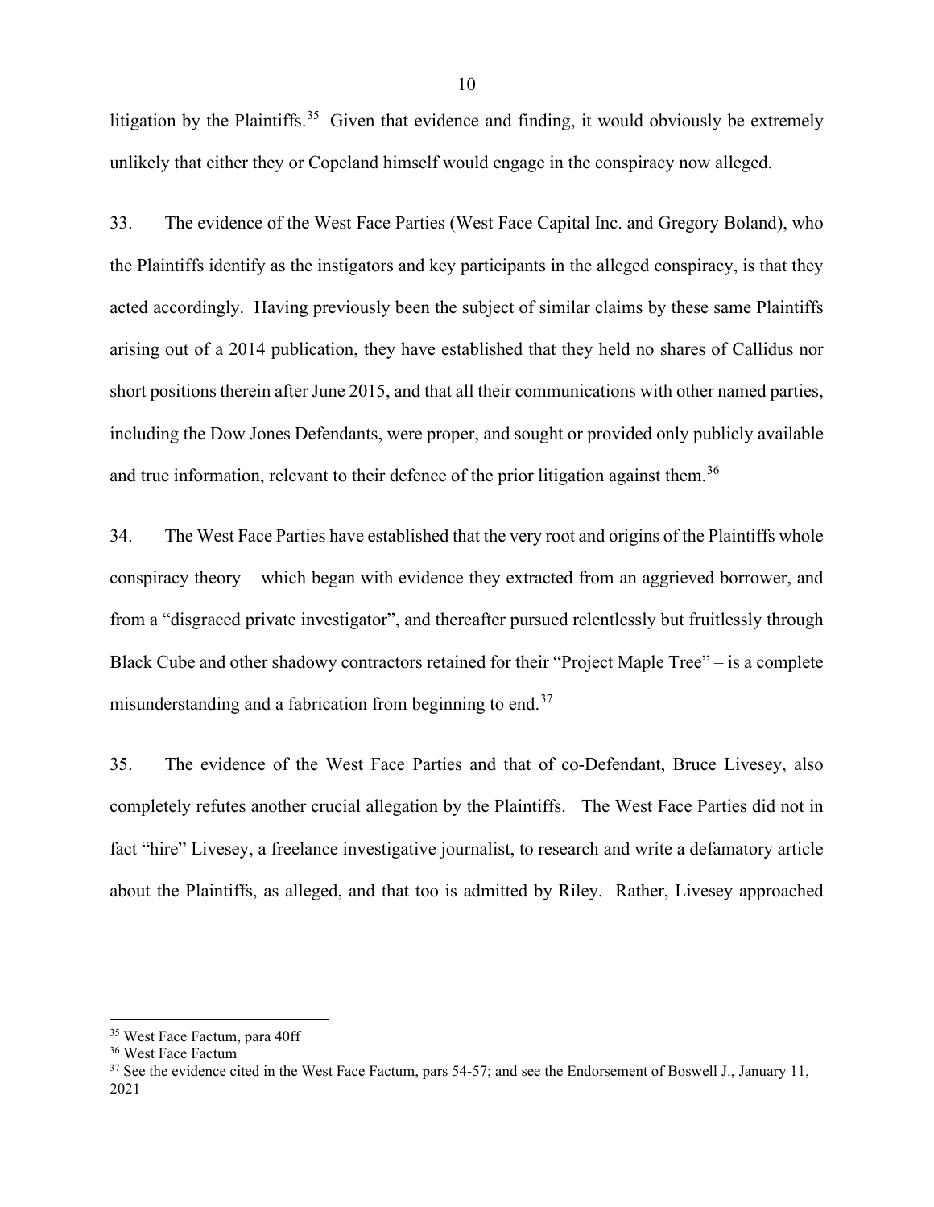litigation by the Plaintiffs.[35] Given that evidence and finding, it would obviously be extremely unlikely that either they or Copeland himself would engage in the conspiracy now alleged.

33. The evidence of the West Face Parties (West Face Capital Inc. and Gregory Boland), who the Plaintiffs identify as the instigators and key participants in the alleged conspiracy, is that they acted accordingly. Having previously been the subject of similar claims by these same Plaintiffs arising out of a 2014 publication, they have established that they held no shares of Callidus nor short positions therein after June 2015, and that all their communications with other named parties, including the Dow Jones Defendants, were proper, and sought or provided only publicly available and true information, relevant to their defence of the prior litigation against them.[36]

34. The West Face Parties have established that the very root and origins of the Plaintiffs whole conspiracy theory – which began with evidence they extracted from an aggrieved borrower, and from a "disgraced private investigator", and thereafter pursued relentlessly but fruitlessly through Black Cube and other shadowy contractors retained for their "Project Maple Tree" – is a complete misunderstanding and a fabrication from beginning to end.[37]

35. The evidence of the West Face Parties and that of co-Defendant, Bruce Livesey, also completely refutes another crucial allegation by the Plaintiffs. The West Face Parties did not in fact "hire" Livesey, a freelance investigative journalist, to research and write a defamatory article about the Plaintiffs, as alleged, and that too is admitted by Riley. Rather, Livesey approached

---

[35] West Face Factum, para 40ff

[36] West Face Factum

[37] See the evidence cited in the West Face Factum, pars 54-57; and see the Endorsement of Boswell J., January 11, 2021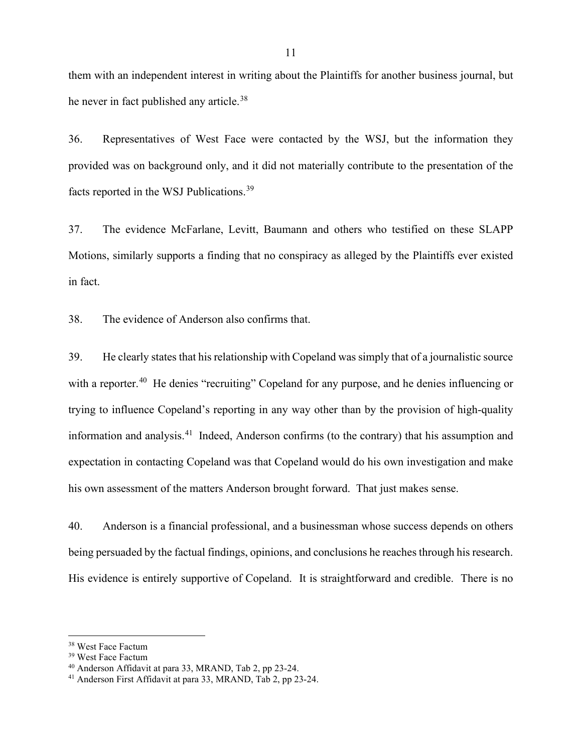them with an independent interest in writing about the Plaintiffs for another business journal, but he never in fact published any article.[38]

36. Representatives of West Face were contacted by the WSJ, but the information they provided was on background only, and it did not materially contribute to the presentation of the facts reported in the WSJ Publications.[39]

37. The evidence McFarlane, Levitt, Baumann and others who testified on these SLAPP Motions, similarly supports a finding that no conspiracy as alleged by the Plaintiffs ever existed in fact.

38. The evidence of Anderson also confirms that.

39. He clearly states that his relationship with Copeland was simply that of a journalistic source with a reporter.[40] He denies "recruiting" Copeland for any purpose, and he denies influencing or trying to influence Copeland's reporting in any way other than by the provision of high-quality information and analysis.[41] Indeed, Anderson confirms (to the contrary) that his assumption and expectation in contacting Copeland was that Copeland would do his own investigation and make his own assessment of the matters Anderson brought forward. That just makes sense.

40. Anderson is a financial professional, and a businessman whose success depends on others being persuaded by the factual findings, opinions, and conclusions he reaches through his research. His evidence is entirely supportive of Copeland. It is straightforward and credible. There is no

---

[38] West Face Factum

[39] West Face Factum

[40] Anderson Affidavit at para 33, MRAND, Tab 2, pp 23-24.

[41] Anderson First Affidavit at para 33, MRAND, Tab 2, pp 23-24.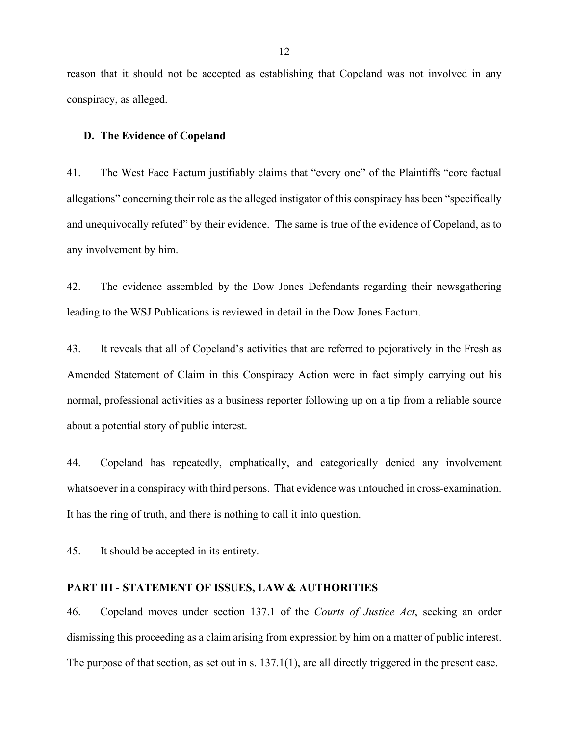reason that it should not be accepted as establishing that Copeland was not involved in any conspiracy, as alleged.

### D. The Evidence of Copeland

41. The West Face Factum justifiably claims that "every one" of the Plaintiffs "core factual allegations" concerning their role as the alleged instigator of this conspiracy has been "specifically and unequivocally refuted" by their evidence. The same is true of the evidence of Copeland, as to any involvement by him.

42. The evidence assembled by the Dow Jones Defendants regarding their newsgathering leading to the WSJ Publications is reviewed in detail in the Dow Jones Factum.

43. It reveals that all of Copeland's activities that are referred to pejoratively in the Fresh as Amended Statement of Claim in this Conspiracy Action were in fact simply carrying out his normal, professional activities as a business reporter following up on a tip from a reliable source about a potential story of public interest.

44. Copeland has repeatedly, emphatically, and categorically denied any involvement whatsoever in a conspiracy with third persons. That evidence was untouched in cross-examination. It has the ring of truth, and there is nothing to call it into question.

45. It should be accepted in its entirety.

## PART III - STATEMENT OF ISSUES, LAW & AUTHORITIES

46. Copeland moves under section 137.1 of the *Courts of Justice Act*, seeking an order dismissing this proceeding as a claim arising from expression by him on a matter of public interest. The purpose of that section, as set out in s. 137.1(1), are all directly triggered in the present case.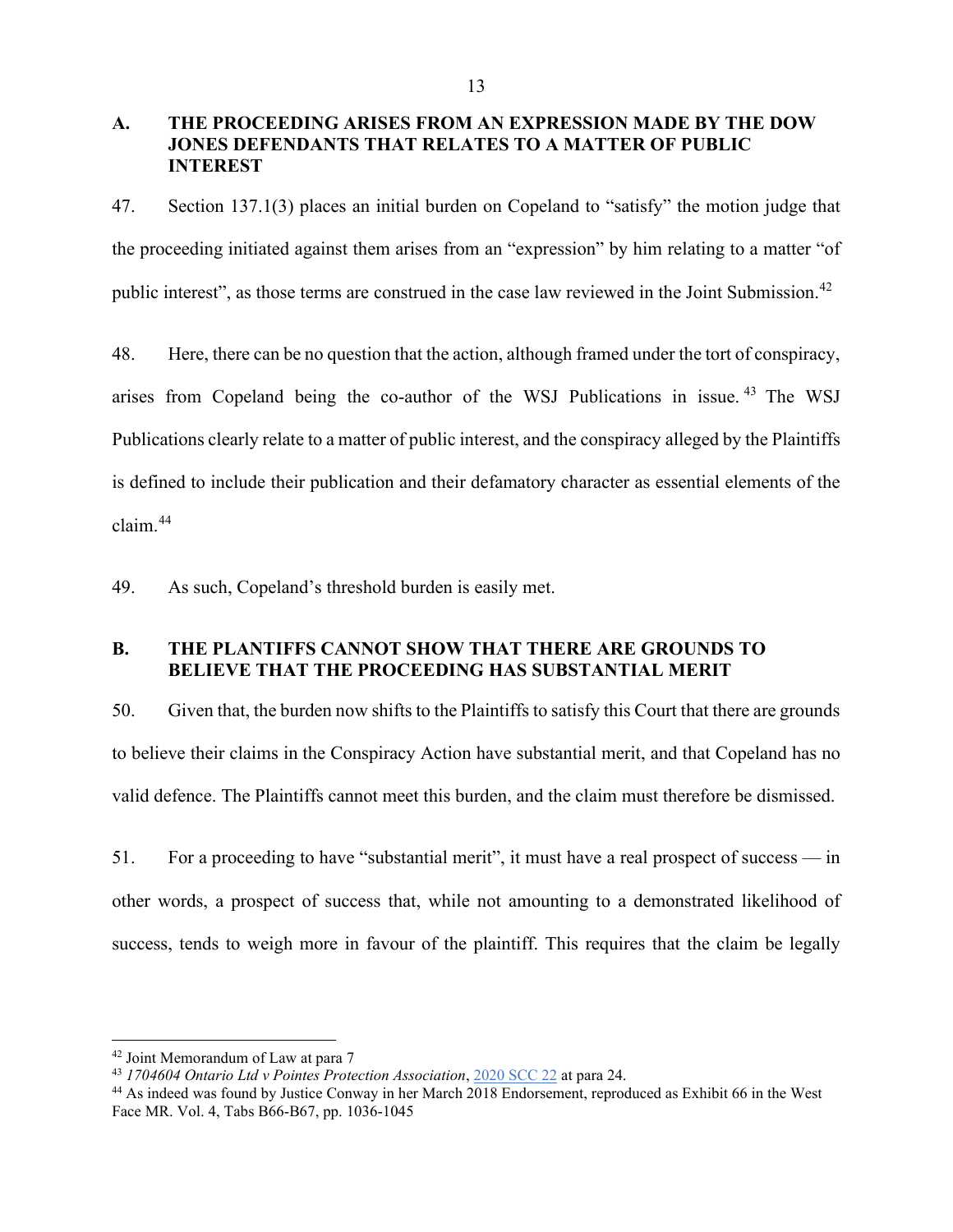## A. THE PROCEEDING ARISES FROM AN EXPRESSION MADE BY THE DOW JONES DEFENDANTS THAT RELATES TO A MATTER OF PUBLIC INTEREST

47. Section 137.1(3) places an initial burden on Copeland to "satisfy" the motion judge that the proceeding initiated against them arises from an "expression" by him relating to a matter "of public interest", as those terms are construed in the case law reviewed in the Joint Submission.[42]

48. Here, there can be no question that the action, although framed under the tort of conspiracy, arises from Copeland being the co-author of the WSJ Publications in issue.[43] The WSJ Publications clearly relate to a matter of public interest, and the conspiracy alleged by the Plaintiffs is defined to include their publication and their defamatory character as essential elements of the claim.[44]

49. As such, Copeland's threshold burden is easily met.

## B. THE PLAINTIFFS CANNOT SHOW THAT THERE ARE GROUNDS TO BELIEVE THAT THE PROCEEDING HAS SUBSTANTIAL MERIT

50. Given that, the burden now shifts to the Plaintiffs to satisfy this Court that there are grounds to believe their claims in the Conspiracy Action have substantial merit, and that Copeland has no valid defence. The Plaintiffs cannot meet this burden, and the claim must therefore be dismissed.

51. For a proceeding to have "substantial merit", it must have a real prospect of success — in other words, a prospect of success that, while not amounting to a demonstrated likelihood of success, tends to weigh more in favour of the plaintiff. This requires that the claim be legally

---

[42] Joint Memorandum of Law at para 7

[43] *1704604 Ontario Ltd v Pointes Protection Association*, [2020 SCC 22] at para 24.

[44] As indeed was found by Justice Conway in her March 2018 Endorsement, reproduced as Exhibit 66 in the West Face MR. Vol. 4, Tabs B66-B67, pp. 1036-1045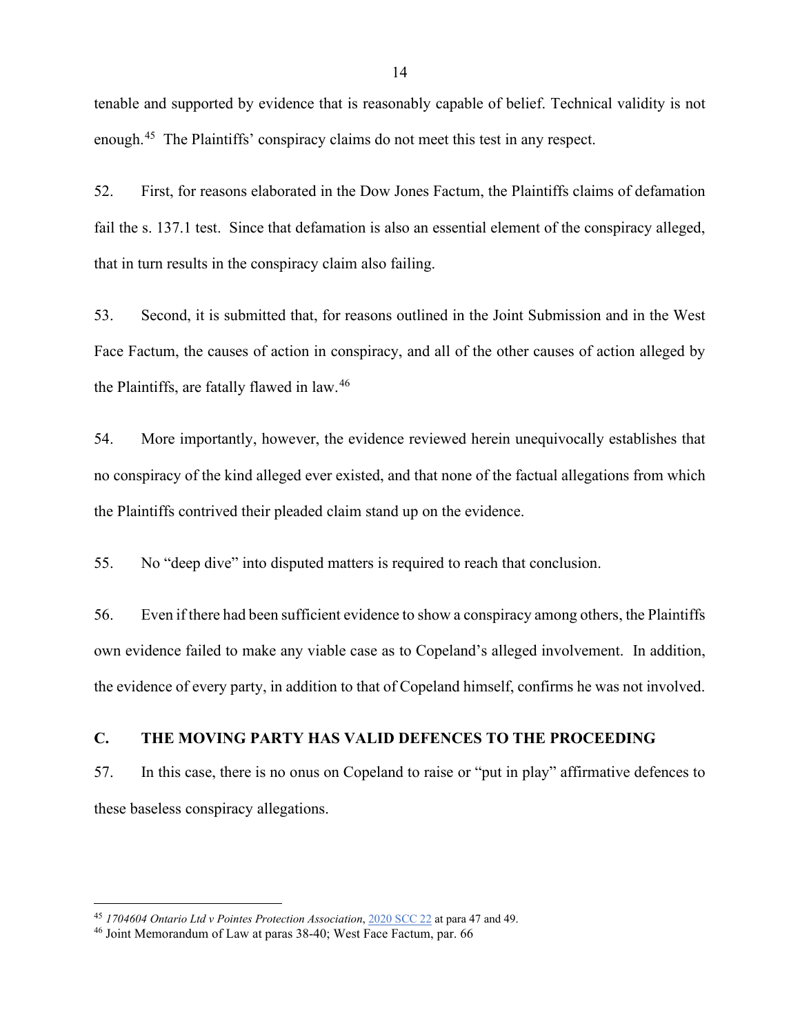tenable and supported by evidence that is reasonably capable of belief. Technical validity is not enough.[45] The Plaintiffs' conspiracy claims do not meet this test in any respect.

52. First, for reasons elaborated in the Dow Jones Factum, the Plaintiffs claims of defamation fail the s. 137.1 test. Since that defamation is also an essential element of the conspiracy alleged, that in turn results in the conspiracy claim also failing.

53. Second, it is submitted that, for reasons outlined in the Joint Submission and in the West Face Factum, the causes of action in conspiracy, and all of the other causes of action alleged by the Plaintiffs, are fatally flawed in law.[46]

54. More importantly, however, the evidence reviewed herein unequivocally establishes that no conspiracy of the kind alleged ever existed, and that none of the factual allegations from which the Plaintiffs contrived their pleaded claim stand up on the evidence.

55. No "deep dive" into disputed matters is required to reach that conclusion.

56. Even if there had been sufficient evidence to show a conspiracy among others, the Plaintiffs own evidence failed to make any viable case as to Copeland's alleged involvement. In addition, the evidence of every party, in addition to that of Copeland himself, confirms he was not involved.

## C. THE MOVING PARTY HAS VALID DEFENCES TO THE PROCEEDING

57. In this case, there is no onus on Copeland to raise or "put in play" affirmative defences to these baseless conspiracy allegations.

---

[45] *1704604 Ontario Ltd v Pointes Protection Association*, 2020 SCC 22 at para 47 and 49.

[46] Joint Memorandum of Law at paras 38-40; West Face Factum, par. 66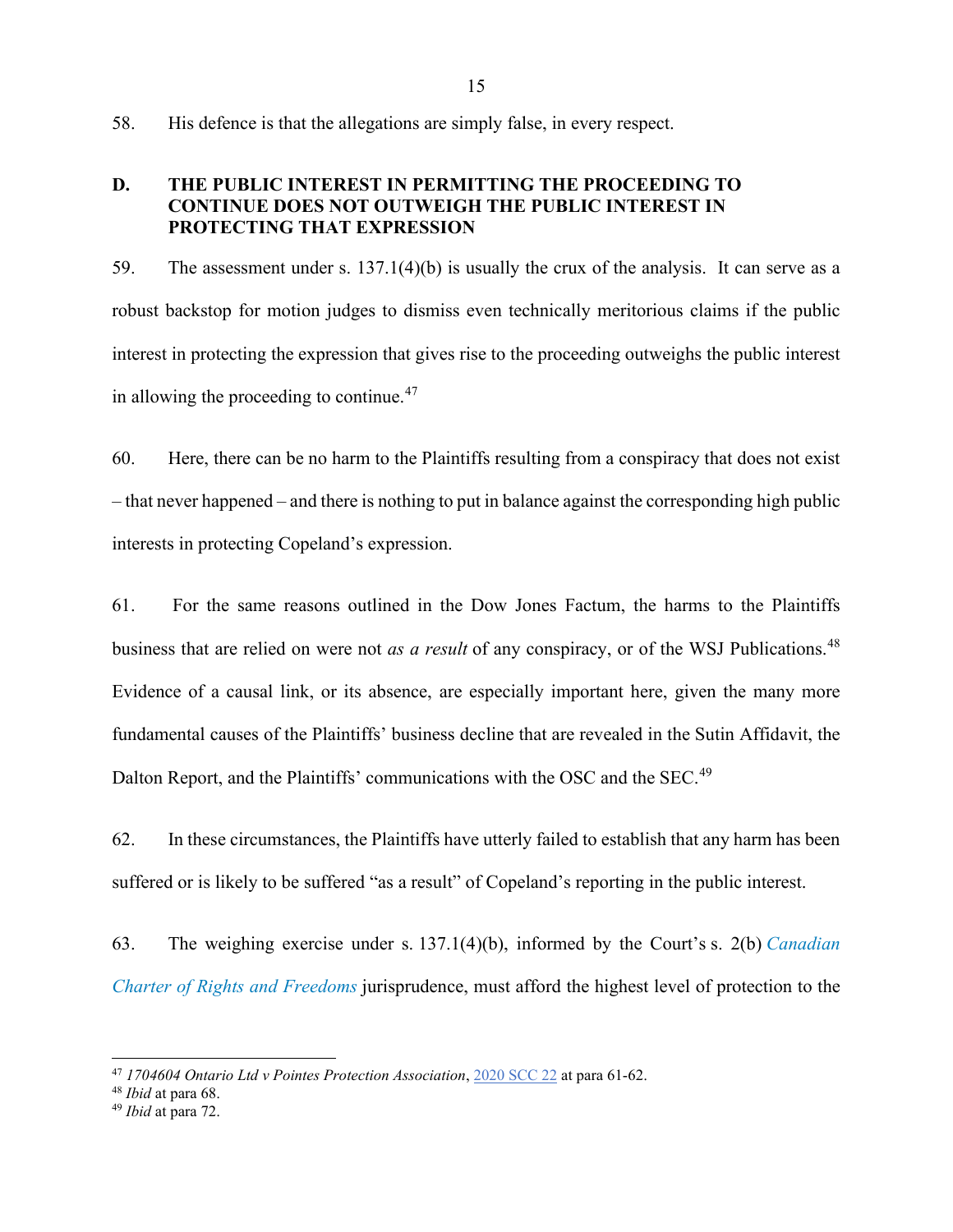58. His defence is that the allegations are simply false, in every respect.

## D. THE PUBLIC INTEREST IN PERMITTING THE PROCEEDING TO CONTINUE DOES NOT OUTWEIGH THE PUBLIC INTEREST IN PROTECTING THAT EXPRESSION

59. The assessment under s. 137.1(4)(b) is usually the crux of the analysis. It can serve as a robust backstop for motion judges to dismiss even technically meritorious claims if the public interest in protecting the expression that gives rise to the proceeding outweighs the public interest in allowing the proceeding to continue.[47]

60. Here, there can be no harm to the Plaintiffs resulting from a conspiracy that does not exist – that never happened – and there is nothing to put in balance against the corresponding high public interests in protecting Copeland's expression.

61. For the same reasons outlined in the Dow Jones Factum, the harms to the Plaintiffs business that are relied on were not *as a result* of any conspiracy, or of the WSJ Publications.[48] Evidence of a causal link, or its absence, are especially important here, given the many more fundamental causes of the Plaintiffs' business decline that are revealed in the Sutin Affidavit, the Dalton Report, and the Plaintiffs' communications with the OSC and the SEC.[49]

62. In these circumstances, the Plaintiffs have utterly failed to establish that any harm has been suffered or is likely to be suffered "as a result" of Copeland's reporting in the public interest.

63. The weighing exercise under s. 137.1(4)(b), informed by the Court's s. 2(b) *Canadian Charter of Rights and Freedoms* jurisprudence, must afford the highest level of protection to the

---

[47] *1704604 Ontario Ltd v Pointes Protection Association*, 2020 SCC 22 at para 61-62.

[48] *Ibid* at para 68.

[49] *Ibid* at para 72.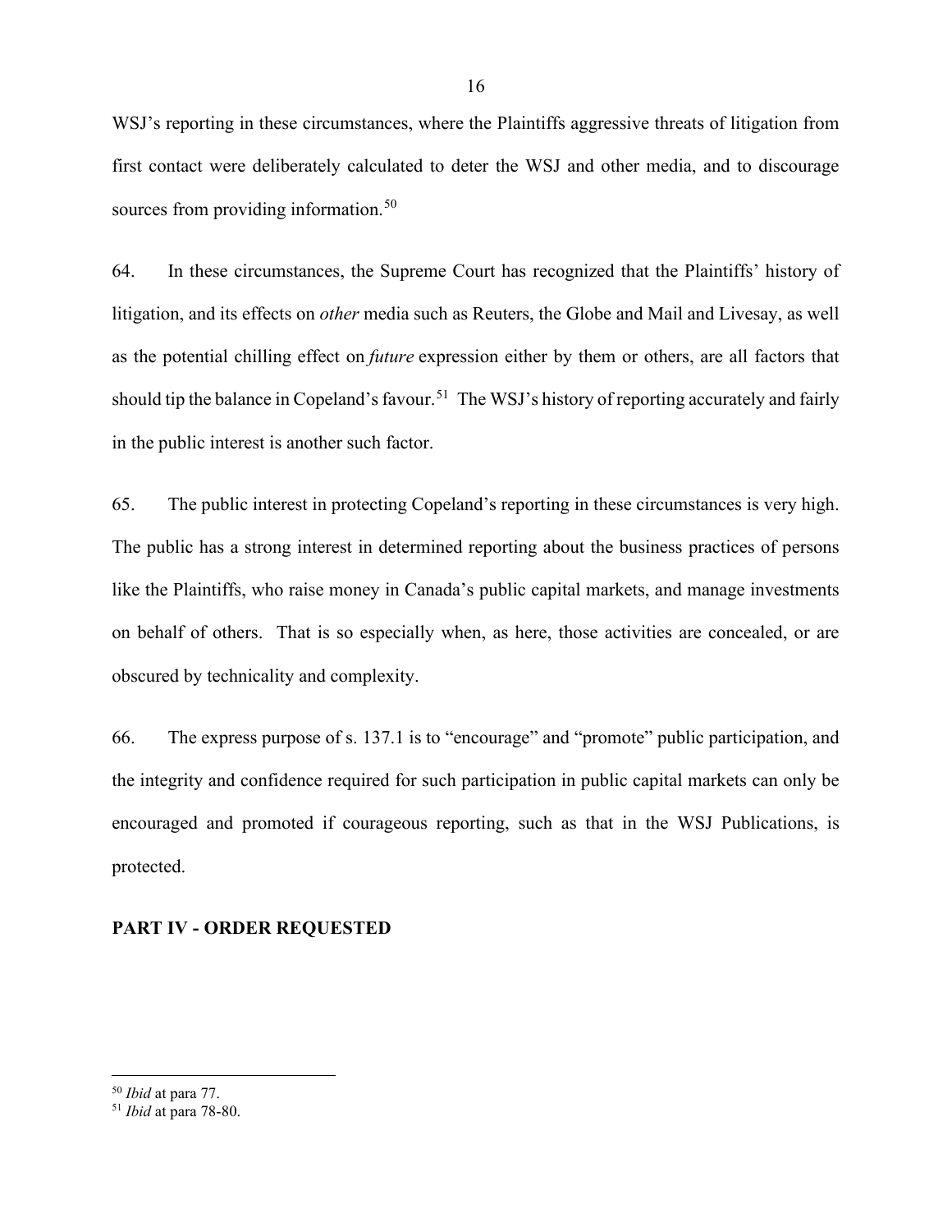WSJ's reporting in these circumstances, where the Plaintiffs aggressive threats of litigation from first contact were deliberately calculated to deter the WSJ and other media, and to discourage sources from providing information.[50]

64. In these circumstances, the Supreme Court has recognized that the Plaintiffs' history of litigation, and its effects on *other* media such as Reuters, the Globe and Mail and Livesay, as well as the potential chilling effect on *future* expression either by them or others, are all factors that should tip the balance in Copeland's favour.[51] The WSJ's history of reporting accurately and fairly in the public interest is another such factor.

65. The public interest in protecting Copeland's reporting in these circumstances is very high. The public has a strong interest in determined reporting about the business practices of persons like the Plaintiffs, who raise money in Canada's public capital markets, and manage investments on behalf of others. That is so especially when, as here, those activities are concealed, or are obscured by technicality and complexity.

66. The express purpose of s. 137.1 is to "encourage" and "promote" public participation, and the integrity and confidence required for such participation in public capital markets can only be encouraged and promoted if courageous reporting, such as that in the WSJ Publications, is protected.

## PART IV - ORDER REQUESTED

---

[50] *Ibid* at para 77.

[51] *Ibid* at para 78-80.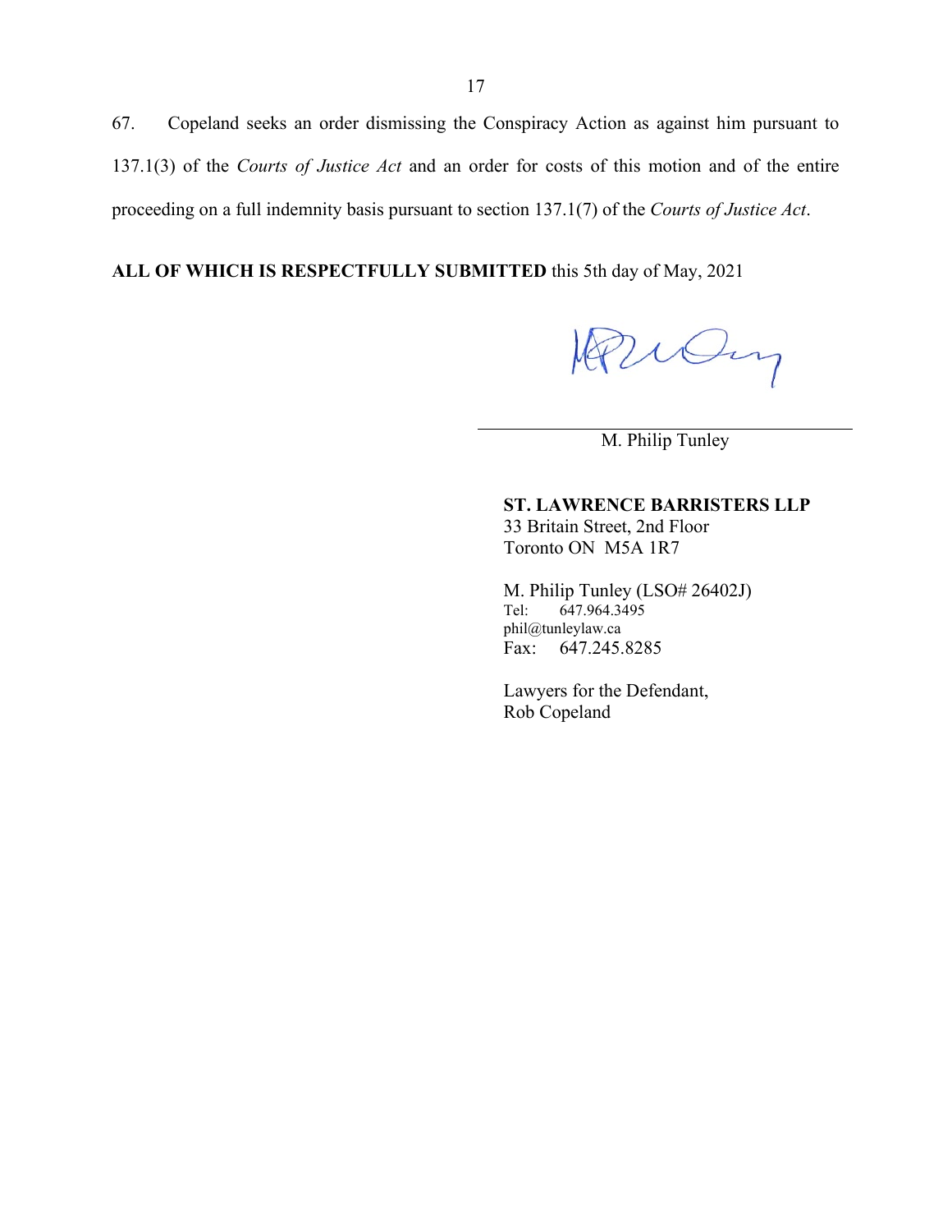67. Copeland seeks an order dismissing the Conspiracy Action as against him pursuant to 137.1(3) of the *Courts of Justice Act* and an order for costs of this motion and of the entire proceeding on a full indemnity basis pursuant to section 137.1(7) of the *Courts of Justice Act*.

**ALL OF WHICH IS RESPECTFULLY SUBMITTED** this 5th day of May, 2021

M. Philip Tunley

**ST. LAWRENCE BARRISTERS LLP**
33 Britain Street, 2nd Floor
Toronto ON M5A 1R7

M. Philip Tunley (LSO# 26402J)
Tel: 647.964.3495
phil@tunleylaw.ca
Fax: 647.245.8285

Lawyers for the Defendant,
Rob Copeland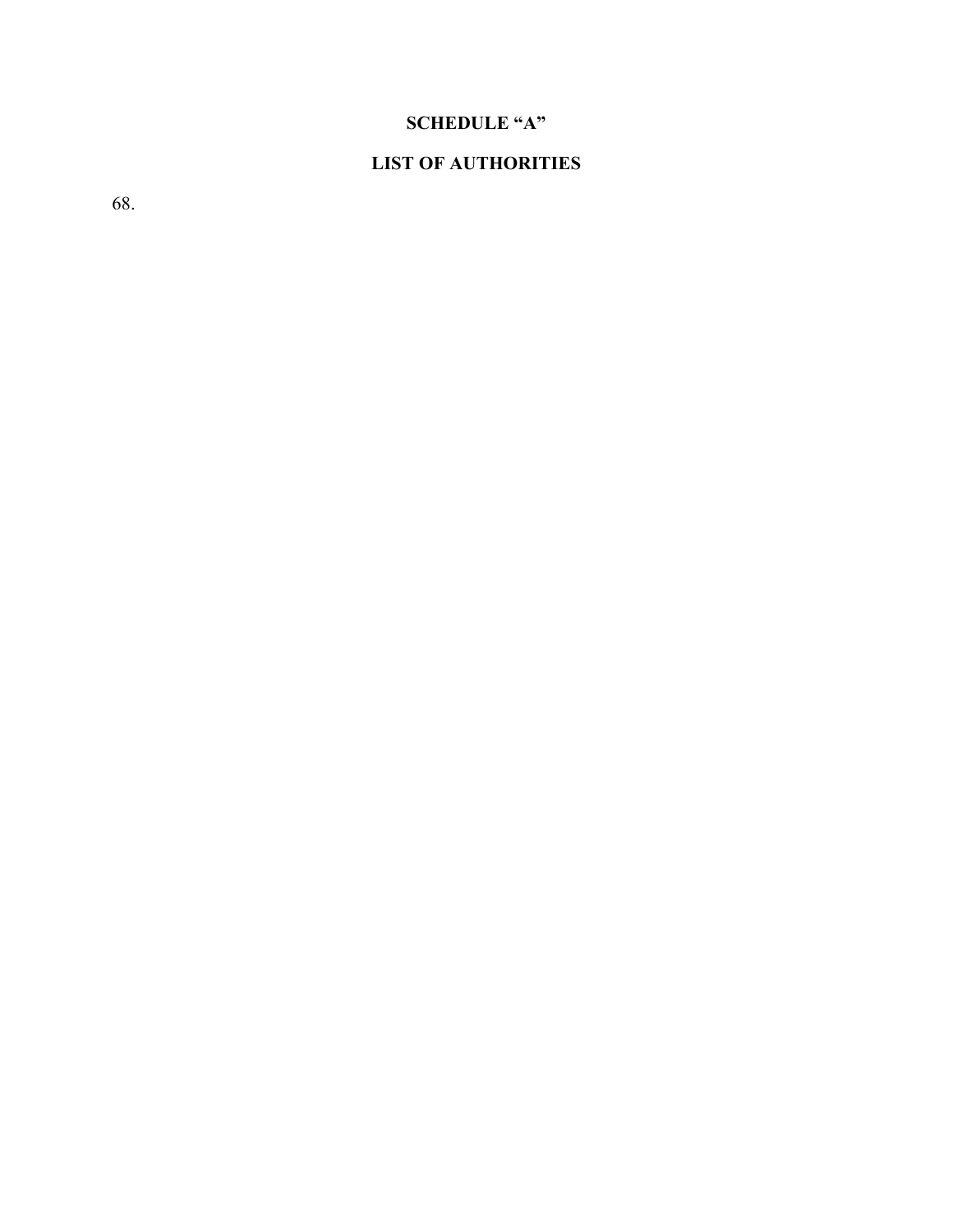**SCHEDULE "A"**

**LIST OF AUTHORITIES**

68.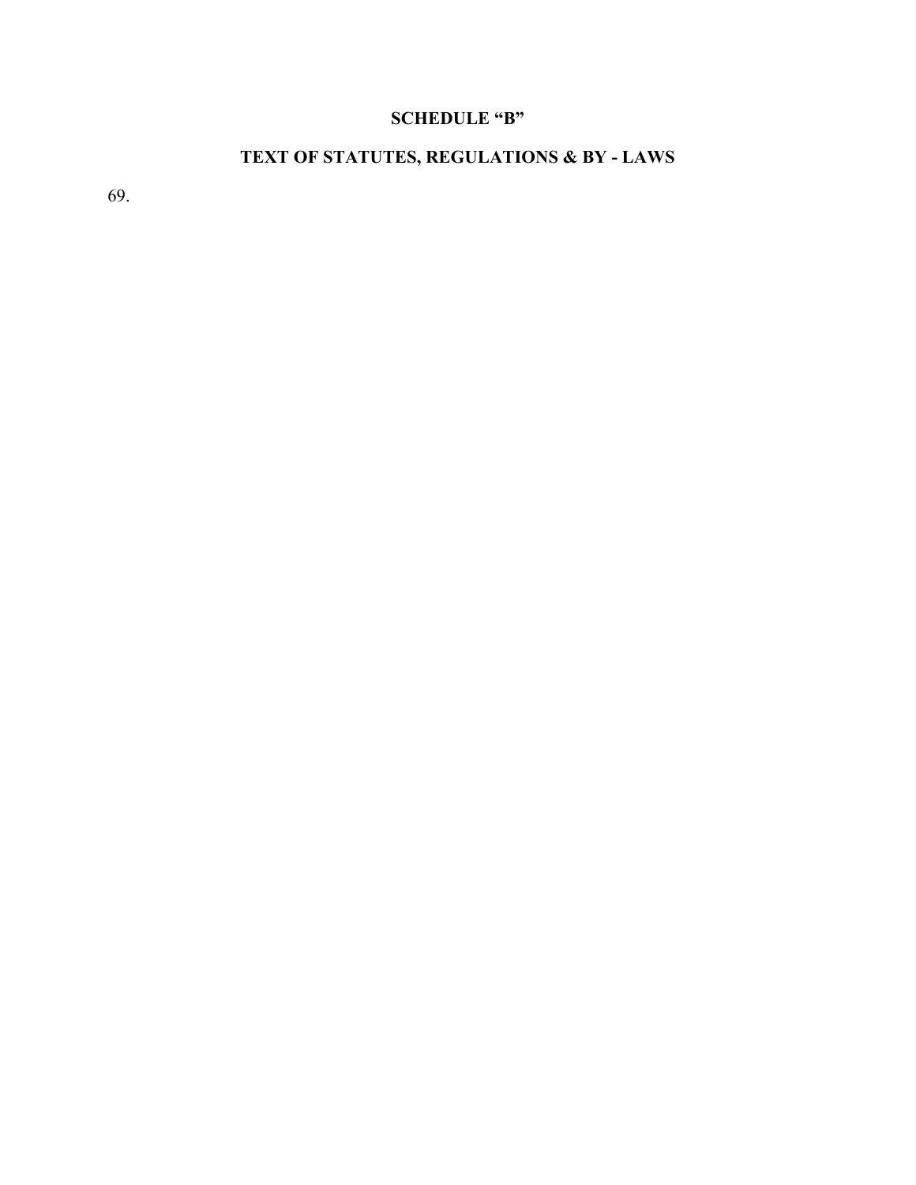# SCHEDULE "B"

## TEXT OF STATUTES, REGULATIONS & BY - LAWS

69.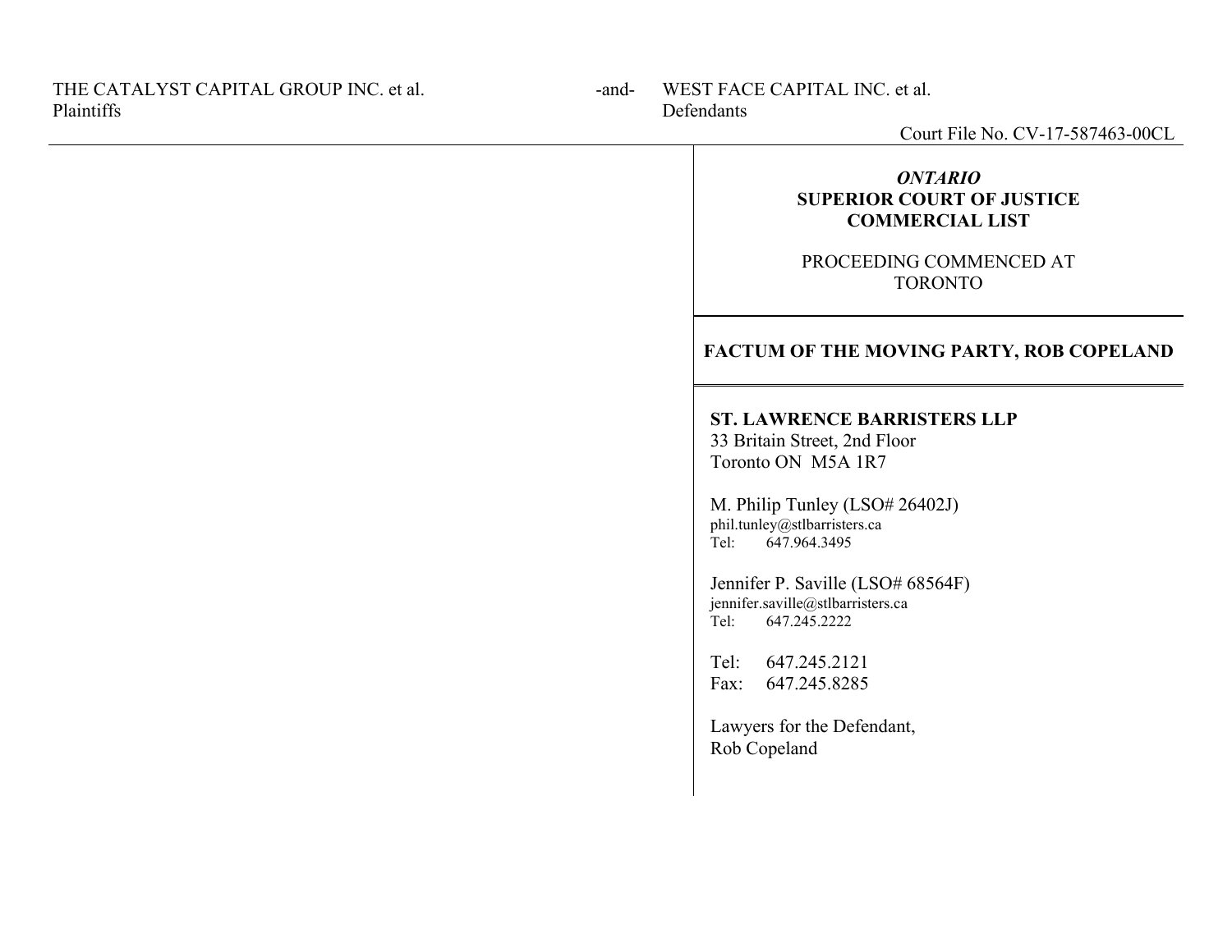THE CATALYST CAPITAL GROUP INC. et al.
Plaintiffs

-and-

WEST FACE CAPITAL INC. et al.
Defendants

Court File No. CV-17-587463-00CL

***ONTARIO***
**SUPERIOR COURT OF JUSTICE**
**COMMERCIAL LIST**

PROCEEDING COMMENCED AT
TORONTO

**FACTUM OF THE MOVING PARTY, ROB COPELAND**

**ST. LAWRENCE BARRISTERS LLP**
33 Britain Street, 2nd Floor
Toronto ON M5A 1R7

M. Philip Tunley (LSO# 26402J)
phil.tunley@stlbarristers.ca
Tel: 647.964.3495

Jennifer P. Saville (LSO# 68564F)
jennifer.saville@stlbarristers.ca
Tel: 647.245.2222

Tel: 647.245.2121
Fax: 647.245.8285

Lawyers for the Defendant,
Rob Copeland